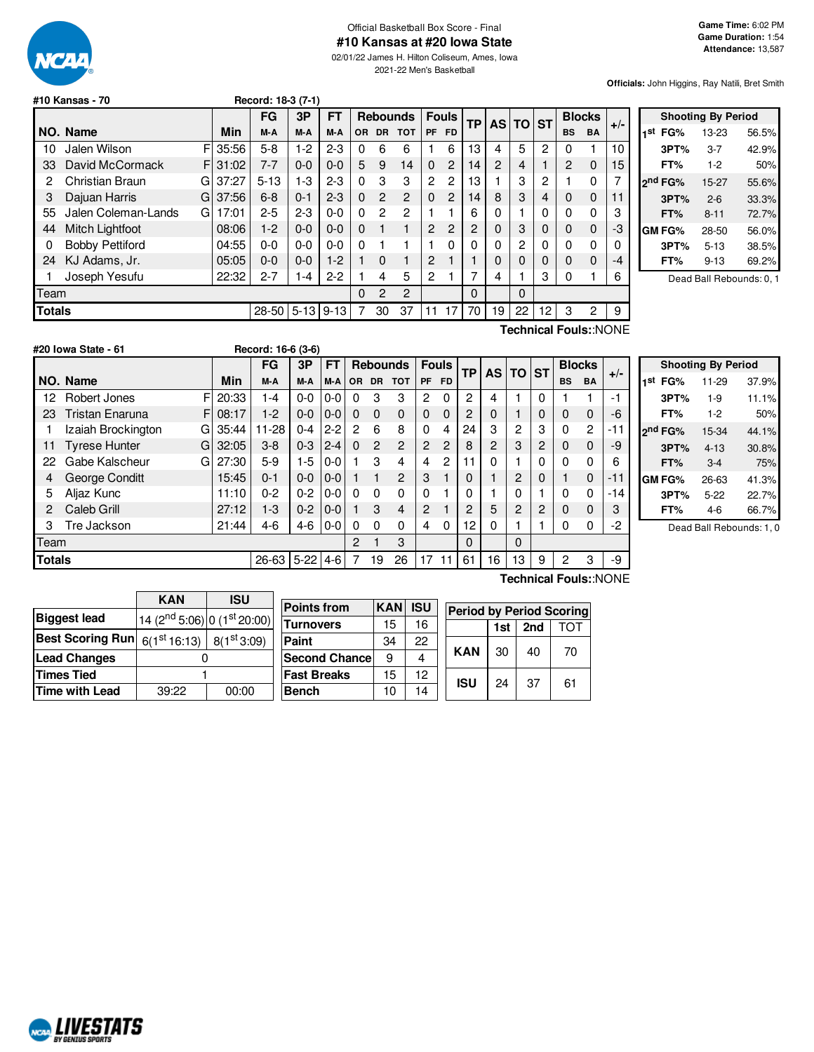Official Basketball Box Score - Final

# #10 Kansas at #20 Iowa State

02/01/22 James H. Hilton Coliseum, Ames, Iowa

2021-22 Men's Basketball

**Game Time:** 6:02 PM
**Game Duration:** 1:54
**Attendance:** 13,587

**Officials:** John Higgins, Ray Natili, Bret Smith

**#10 Kansas - 70** Record: 18-3 (7-1)

| NO. | Name | | Min | FG M-A | 3P M-A | FT M-A | Rebounds OR | DR | TOT | Fouls PF | FD | TP | AS | TO | ST | Blocks BS | BA | +/- |
|---|---|---|---|---|---|---|---|---|---|---|---|---|---|---|---|---|---|---|
| 10 | Jalen Wilson | F | 35:56 | 5-8 | 1-2 | 2-3 | 0 | 6 | 6 | 1 | 6 | 13 | 4 | 5 | 2 | 0 | 1 | 10 |
| 33 | David McCormack | F | 31:02 | 7-7 | 0-0 | 0-0 | 5 | 9 | 14 | 0 | 2 | 14 | 2 | 4 | 1 | 2 | 0 | 15 |
| 2 | Christian Braun | G | 37:27 | 5-13 | 1-3 | 2-3 | 0 | 3 | 3 | 2 | 2 | 13 | 1 | 3 | 2 | 1 | 0 | 7 |
| 3 | Dajuan Harris | G | 37:56 | 6-8 | 0-1 | 2-3 | 0 | 2 | 2 | 0 | 2 | 14 | 8 | 3 | 4 | 0 | 0 | 11 |
| 55 | Jalen Coleman-Lands | G | 17:01 | 2-5 | 2-3 | 0-0 | 0 | 2 | 2 | 1 | 1 | 6 | 0 | 1 | 0 | 0 | 0 | 3 |
| 44 | Mitch Lightfoot | | 08:06 | 1-2 | 0-0 | 0-0 | 0 | 1 | 1 | 2 | 2 | 2 | 0 | 3 | 0 | 0 | 0 | -3 |
| 0 | Bobby Pettiford | | 04:55 | 0-0 | 0-0 | 0-0 | 0 | 1 | 1 | 1 | 0 | 0 | 0 | 2 | 0 | 0 | 0 | 0 |
| 24 | KJ Adams, Jr. | | 05:05 | 0-0 | 0-0 | 1-2 | 1 | 0 | 1 | 2 | 1 | 1 | 0 | 0 | 0 | 0 | 0 | -4 |
| 1 | Joseph Yesufu | | 22:32 | 2-7 | 1-4 | 2-2 | 1 | 4 | 5 | 2 | 1 | 7 | 4 | 1 | 3 | 0 | 1 | 6 |
| | Team | | | | | | 0 | 2 | 2 | | | 0 | | 0 | | | | |
| | **Totals** | | | 28-50 | 5-13 | 9-13 | 7 | 30 | 37 | 11 | 17 | 70 | 19 | 22 | 12 | 3 | 2 | 9 |

Technical Fouls::NONE

| Shooting By Period | | |
|---|---|---|
| 1st FG% | 13-23 | 56.5% |
| 3PT% | 3-7 | 42.9% |
| FT% | 1-2 | 50% |
| 2nd FG% | 15-27 | 55.6% |
| 3PT% | 2-6 | 33.3% |
| FT% | 8-11 | 72.7% |
| GM FG% | 28-50 | 56.0% |
| 3PT% | 5-13 | 38.5% |
| FT% | 9-13 | 69.2% |

Dead Ball Rebounds: 0, 1

**#20 Iowa State - 61** Record: 16-6 (3-6)

| NO. | Name | | Min | FG M-A | 3P M-A | FT M-A | Rebounds OR | DR | TOT | Fouls PF | FD | TP | AS | TO | ST | Blocks BS | BA | +/- |
|---|---|---|---|---|---|---|---|---|---|---|---|---|---|---|---|---|---|---|
| 12 | Robert Jones | F | 20:33 | 1-4 | 0-0 | 0-0 | 0 | 3 | 3 | 2 | 0 | 2 | 4 | 1 | 0 | 1 | 1 | -1 |
| 23 | Tristan Enaruna | F | 08:17 | 1-2 | 0-0 | 0-0 | 0 | 0 | 0 | 0 | 0 | 2 | 0 | 1 | 0 | 0 | 0 | -6 |
| 1 | Izaiah Brockington | G | 35:44 | 11-28 | 0-4 | 2-2 | 2 | 6 | 8 | 0 | 4 | 24 | 3 | 2 | 3 | 0 | 2 | -11 |
| 11 | Tyrese Hunter | G | 32:05 | 3-8 | 0-3 | 2-4 | 0 | 2 | 2 | 2 | 2 | 8 | 2 | 3 | 2 | 0 | 0 | -9 |
| 22 | Gabe Kalscheur | G | 27:30 | 5-9 | 1-5 | 0-0 | 1 | 3 | 4 | 4 | 2 | 11 | 0 | 1 | 0 | 0 | 0 | 6 |
| 4 | George Conditt | | 15:45 | 0-1 | 0-0 | 0-0 | 1 | 1 | 2 | 3 | 1 | 0 | 1 | 2 | 0 | 1 | 0 | -11 |
| 5 | Aljaz Kunc | | 11:10 | 0-2 | 0-2 | 0-0 | 0 | 0 | 0 | 0 | 1 | 0 | 1 | 0 | 1 | 0 | 0 | -14 |
| 2 | Caleb Grill | | 27:12 | 1-3 | 0-2 | 0-0 | 1 | 3 | 4 | 2 | 1 | 2 | 5 | 2 | 2 | 0 | 0 | 3 |
| 3 | Tre Jackson | | 21:44 | 4-6 | 4-6 | 0-0 | 0 | 0 | 0 | 4 | 0 | 12 | 0 | 1 | 1 | 0 | 0 | -2 |
| | Team | | | | | | 2 | 1 | 3 | | | 0 | | 0 | | | | |
| | **Totals** | | | 26-63 | 5-22 | 4-6 | 7 | 19 | 26 | 17 | 11 | 61 | 16 | 13 | 9 | 2 | 3 | -9 |

Technical Fouls::NONE

| Shooting By Period | | |
|---|---|---|
| 1st FG% | 11-29 | 37.9% |
| 3PT% | 1-9 | 11.1% |
| FT% | 1-2 | 50% |
| 2nd FG% | 15-34 | 44.1% |
| 3PT% | 4-13 | 30.8% |
| FT% | 3-4 | 75% |
| GM FG% | 26-63 | 41.3% |
| 3PT% | 5-22 | 22.7% |
| FT% | 4-6 | 66.7% |

Dead Ball Rebounds: 1, 0

| | KAN | ISU |
|---|---|---|
| Biggest lead | 14 (2nd 5:06) | 0 (1st 20:00) |
| Best Scoring Run | 6(1st 16:13) | 8(1st 3:09) |
| Lead Changes | 0 | |
| Times Tied | 1 | |
| Time with Lead | 39:22 | 00:00 |

| Points from | KAN | ISU |
|---|---|---|
| Turnovers | 15 | 16 |
| Paint | 34 | 22 |
| Second Chance | 9 | 4 |
| Fast Breaks | 15 | 12 |
| Bench | 10 | 14 |

| Period by Period Scoring | 1st | 2nd | TOT |
|---|---|---|---|
| KAN | 30 | 40 | 70 |
| ISU | 24 | 37 | 61 |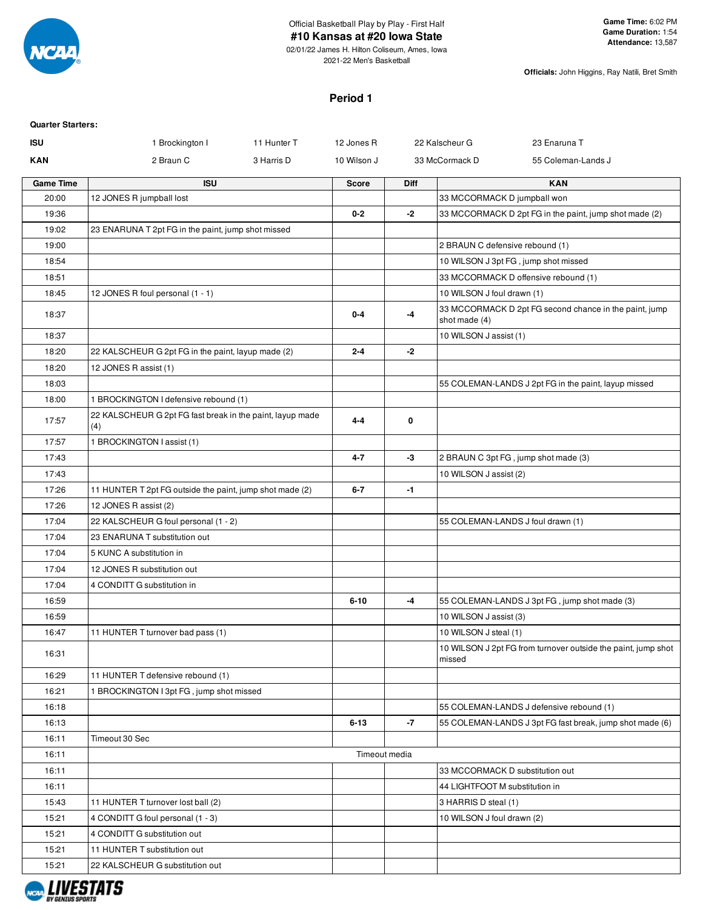Official Basketball Play by Play - First Half

# #10 Kansas at #20 Iowa State

02/01/22 James H. Hilton Coliseum, Ames, Iowa

2021-22 Men's Basketball

**Game Time:** 6:02 PM
**Game Duration:** 1:54
**Attendance:** 13,587

**Officials:** John Higgins, Ray Natili, Bret Smith

## Period 1

**Quarter Starters:**

| | | | | | |
|---|---|---|---|---|---|
| **ISU** | 1 Brockington I | 11 Hunter T | 12 Jones R | 22 Kalscheur G | 23 Enaruna T |
| **KAN** | 2 Braun C | 3 Harris D | 10 Wilson J | 33 McCormack D | 55 Coleman-Lands J |

| Game Time | ISU | Score | Diff | KAN |
|---|---|---|---|---|
| 20:00 | 12 JONES R jumpball lost | | | 33 MCCORMACK D jumpball won |
| 19:36 | | 0-2 | -2 | 33 MCCORMACK D 2pt FG in the paint, jump shot made (2) |
| 19:02 | 23 ENARUNA T 2pt FG in the paint, jump shot missed | | | |
| 19:00 | | | | 2 BRAUN C defensive rebound (1) |
| 18:54 | | | | 10 WILSON J 3pt FG , jump shot missed |
| 18:51 | | | | 33 MCCORMACK D offensive rebound (1) |
| 18:45 | 12 JONES R foul personal (1 - 1) | | | 10 WILSON J foul drawn (1) |
| 18:37 | | 0-4 | -4 | 33 MCCORMACK D 2pt FG second chance in the paint, jump shot made (4) |
| 18:37 | | | | 10 WILSON J assist (1) |
| 18:20 | 22 KALSCHEUR G 2pt FG in the paint, layup made (2) | 2-4 | -2 | |
| 18:20 | 12 JONES R assist (1) | | | |
| 18:03 | | | | 55 COLEMAN-LANDS J 2pt FG in the paint, layup missed |
| 18:00 | 1 BROCKINGTON I defensive rebound (1) | | | |
| 17:57 | 22 KALSCHEUR G 2pt FG fast break in the paint, layup made (4) | 4-4 | 0 | |
| 17:57 | 1 BROCKINGTON I assist (1) | | | |
| 17:43 | | 4-7 | -3 | 2 BRAUN C 3pt FG , jump shot made (3) |
| 17:43 | | | | 10 WILSON J assist (2) |
| 17:26 | 11 HUNTER T 2pt FG outside the paint, jump shot made (2) | 6-7 | -1 | |
| 17:26 | 12 JONES R assist (2) | | | |
| 17:04 | 22 KALSCHEUR G foul personal (1 - 2) | | | 55 COLEMAN-LANDS J foul drawn (1) |
| 17:04 | 23 ENARUNA T substitution out | | | |
| 17:04 | 5 KUNC A substitution in | | | |
| 17:04 | 12 JONES R substitution out | | | |
| 17:04 | 4 CONDITT G substitution in | | | |
| 16:59 | | 6-10 | -4 | 55 COLEMAN-LANDS J 3pt FG , jump shot made (3) |
| 16:59 | | | | 10 WILSON J assist (3) |
| 16:47 | 11 HUNTER T turnover bad pass (1) | | | 10 WILSON J steal (1) |
| 16:31 | | | | 10 WILSON J 2pt FG from turnover outside the paint, jump shot missed |
| 16:29 | 11 HUNTER T defensive rebound (1) | | | |
| 16:21 | 1 BROCKINGTON I 3pt FG , jump shot missed | | | |
| 16:18 | | | | 55 COLEMAN-LANDS J defensive rebound (1) |
| 16:13 | | 6-13 | -7 | 55 COLEMAN-LANDS J 3pt FG fast break, jump shot made (6) |
| 16:11 | Timeout 30 Sec | | | |
| 16:11 | Timeout media | | | |
| 16:11 | | | | 33 MCCORMACK D substitution out |
| 16:11 | | | | 44 LIGHTFOOT M substitution in |
| 15:43 | 11 HUNTER T turnover lost ball (2) | | | 3 HARRIS D steal (1) |
| 15:21 | 4 CONDITT G foul personal (1 - 3) | | | 10 WILSON J foul drawn (2) |
| 15:21 | 4 CONDITT G substitution out | | | |
| 15:21 | 11 HUNTER T substitution out | | | |
| 15:21 | 22 KALSCHEUR G substitution out | | | |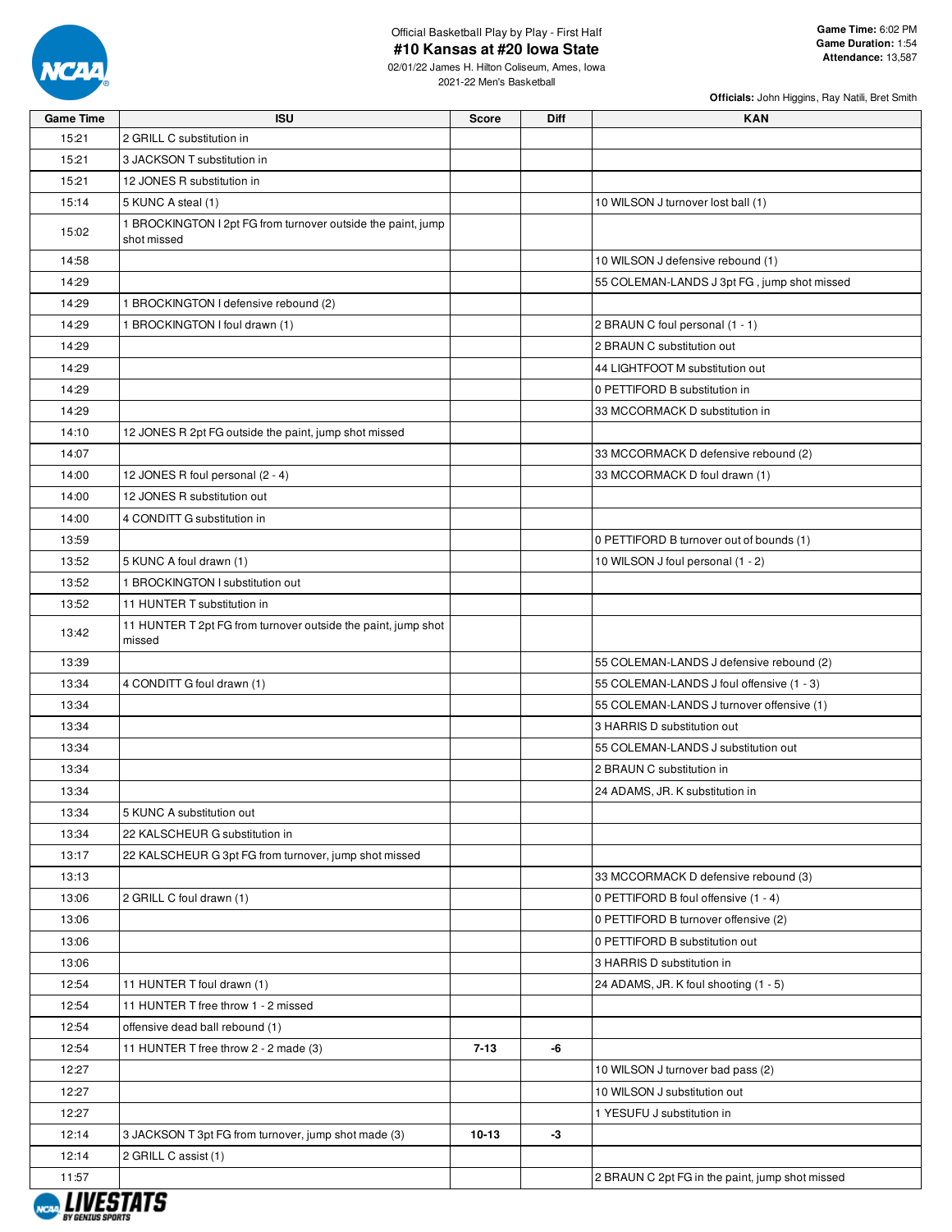Official Basketball Play by Play - First Half

# #10 Kansas at #20 Iowa State

02/01/22 James H. Hilton Coliseum, Ames, Iowa

2021-22 Men's Basketball

**Game Time:** 6:02 PM
**Game Duration:** 1:54
**Attendance:** 13,587

**Officials:** John Higgins, Ray Natili, Bret Smith

| Game Time | ISU | Score | Diff | KAN |
|---|---|---|---|---|
| 15:21 | 2 GRILL C substitution in | | | |
| 15:21 | 3 JACKSON T substitution in | | | |
| 15:21 | 12 JONES R substitution in | | | |
| 15:14 | 5 KUNC A steal (1) | | | 10 WILSON J turnover lost ball (1) |
| 15:02 | 1 BROCKINGTON I 2pt FG from turnover outside the paint, jump shot missed | | | |
| 14:58 | | | | 10 WILSON J defensive rebound (1) |
| 14:29 | | | | 55 COLEMAN-LANDS J 3pt FG , jump shot missed |
| 14:29 | 1 BROCKINGTON I defensive rebound (2) | | | |
| 14:29 | 1 BROCKINGTON I foul drawn (1) | | | 2 BRAUN C foul personal (1 - 1) |
| 14:29 | | | | 2 BRAUN C substitution out |
| 14:29 | | | | 44 LIGHTFOOT M substitution out |
| 14:29 | | | | 0 PETTIFORD B substitution in |
| 14:29 | | | | 33 MCCORMACK D substitution in |
| 14:10 | 12 JONES R 2pt FG outside the paint, jump shot missed | | | |
| 14:07 | | | | 33 MCCORMACK D defensive rebound (2) |
| 14:00 | 12 JONES R foul personal (2 - 4) | | | 33 MCCORMACK D foul drawn (1) |
| 14:00 | 12 JONES R substitution out | | | |
| 14:00 | 4 CONDITT G substitution in | | | |
| 13:59 | | | | 0 PETTIFORD B turnover out of bounds (1) |
| 13:52 | 5 KUNC A foul drawn (1) | | | 10 WILSON J foul personal (1 - 2) |
| 13:52 | 1 BROCKINGTON I substitution out | | | |
| 13:52 | 11 HUNTER T substitution in | | | |
| 13:42 | 11 HUNTER T 2pt FG from turnover outside the paint, jump shot missed | | | |
| 13:39 | | | | 55 COLEMAN-LANDS J defensive rebound (2) |
| 13:34 | 4 CONDITT G foul drawn (1) | | | 55 COLEMAN-LANDS J foul offensive (1 - 3) |
| 13:34 | | | | 55 COLEMAN-LANDS J turnover offensive (1) |
| 13:34 | | | | 3 HARRIS D substitution out |
| 13:34 | | | | 55 COLEMAN-LANDS J substitution out |
| 13:34 | | | | 2 BRAUN C substitution in |
| 13:34 | | | | 24 ADAMS, JR. K substitution in |
| 13:34 | 5 KUNC A substitution out | | | |
| 13:34 | 22 KALSCHEUR G substitution in | | | |
| 13:17 | 22 KALSCHEUR G 3pt FG from turnover, jump shot missed | | | |
| 13:13 | | | | 33 MCCORMACK D defensive rebound (3) |
| 13:06 | 2 GRILL C foul drawn (1) | | | 0 PETTIFORD B foul offensive (1 - 4) |
| 13:06 | | | | 0 PETTIFORD B turnover offensive (2) |
| 13:06 | | | | 0 PETTIFORD B substitution out |
| 13:06 | | | | 3 HARRIS D substitution in |
| 12:54 | 11 HUNTER T foul drawn (1) | | | 24 ADAMS, JR. K foul shooting (1 - 5) |
| 12:54 | 11 HUNTER T free throw 1 - 2 missed | | | |
| 12:54 | offensive dead ball rebound (1) | | | |
| 12:54 | 11 HUNTER T free throw 2 - 2 made (3) | 7-13 | -6 | |
| 12:27 | | | | 10 WILSON J turnover bad pass (2) |
| 12:27 | | | | 10 WILSON J substitution out |
| 12:27 | | | | 1 YESUFU J substitution in |
| 12:14 | 3 JACKSON T 3pt FG from turnover, jump shot made (3) | 10-13 | -3 | |
| 12:14 | 2 GRILL C assist (1) | | | |
| 11:57 | | | | 2 BRAUN C 2pt FG in the paint, jump shot missed |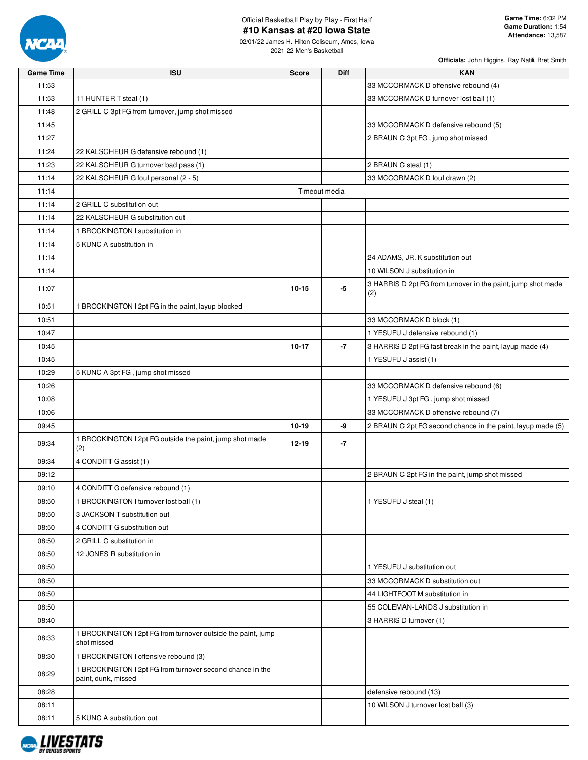Official Basketball Play by Play - First Half

# #10 Kansas at #20 Iowa State

02/01/22 James H. Hilton Coliseum, Ames, Iowa
2021-22 Men's Basketball

**Game Time:** 6:02 PM
**Game Duration:** 1:54
**Attendance:** 13,587

**Officials:** John Higgins, Ray Natili, Bret Smith

| Game Time | ISU | Score | Diff | KAN |
|---|---|---|---|---|
| 11:53 | | | | 33 MCCORMACK D offensive rebound (4) |
| 11:53 | 11 HUNTER T steal (1) | | | 33 MCCORMACK D turnover lost ball (1) |
| 11:48 | 2 GRILL C 3pt FG from turnover, jump shot missed | | | |
| 11:45 | | | | 33 MCCORMACK D defensive rebound (5) |
| 11:27 | | | | 2 BRAUN C 3pt FG , jump shot missed |
| 11:24 | 22 KALSCHEUR G defensive rebound (1) | | | |
| 11:23 | 22 KALSCHEUR G turnover bad pass (1) | | | 2 BRAUN C steal (1) |
| 11:14 | 22 KALSCHEUR G foul personal (2 - 5) | | | 33 MCCORMACK D foul drawn (2) |
| 11:14 | Timeout media | | | |
| 11:14 | 2 GRILL C substitution out | | | |
| 11:14 | 22 KALSCHEUR G substitution out | | | |
| 11:14 | 1 BROCKINGTON I substitution in | | | |
| 11:14 | 5 KUNC A substitution in | | | |
| 11:14 | | | | 24 ADAMS, JR. K substitution out |
| 11:14 | | | | 10 WILSON J substitution in |
| 11:07 | | 10-15 | -5 | 3 HARRIS D 2pt FG from turnover in the paint, jump shot made (2) |
| 10:51 | 1 BROCKINGTON I 2pt FG in the paint, layup blocked | | | |
| 10:51 | | | | 33 MCCORMACK D block (1) |
| 10:47 | | | | 1 YESUFU J defensive rebound (1) |
| 10:45 | | 10-17 | -7 | 3 HARRIS D 2pt FG fast break in the paint, layup made (4) |
| 10:45 | | | | 1 YESUFU J assist (1) |
| 10:29 | 5 KUNC A 3pt FG , jump shot missed | | | |
| 10:26 | | | | 33 MCCORMACK D defensive rebound (6) |
| 10:08 | | | | 1 YESUFU J 3pt FG , jump shot missed |
| 10:06 | | | | 33 MCCORMACK D offensive rebound (7) |
| 09:45 | | 10-19 | -9 | 2 BRAUN C 2pt FG second chance in the paint, layup made (5) |
| 09:34 | 1 BROCKINGTON I 2pt FG outside the paint, jump shot made (2) | 12-19 | -7 | |
| 09:34 | 4 CONDITT G assist (1) | | | |
| 09:12 | | | | 2 BRAUN C 2pt FG in the paint, jump shot missed |
| 09:10 | 4 CONDITT G defensive rebound (1) | | | |
| 08:50 | 1 BROCKINGTON I turnover lost ball (1) | | | 1 YESUFU J steal (1) |
| 08:50 | 3 JACKSON T substitution out | | | |
| 08:50 | 4 CONDITT G substitution out | | | |
| 08:50 | 2 GRILL C substitution in | | | |
| 08:50 | 12 JONES R substitution in | | | |
| 08:50 | | | | 1 YESUFU J substitution out |
| 08:50 | | | | 33 MCCORMACK D substitution out |
| 08:50 | | | | 44 LIGHTFOOT M substitution in |
| 08:50 | | | | 55 COLEMAN-LANDS J substitution in |
| 08:40 | | | | 3 HARRIS D turnover (1) |
| 08:33 | 1 BROCKINGTON I 2pt FG from turnover outside the paint, jump shot missed | | | |
| 08:30 | 1 BROCKINGTON I offensive rebound (3) | | | |
| 08:29 | 1 BROCKINGTON I 2pt FG from turnover second chance in the paint, dunk, missed | | | |
| 08:28 | | | | defensive rebound (13) |
| 08:11 | | | | 10 WILSON J turnover lost ball (3) |
| 08:11 | 5 KUNC A substitution out | | | |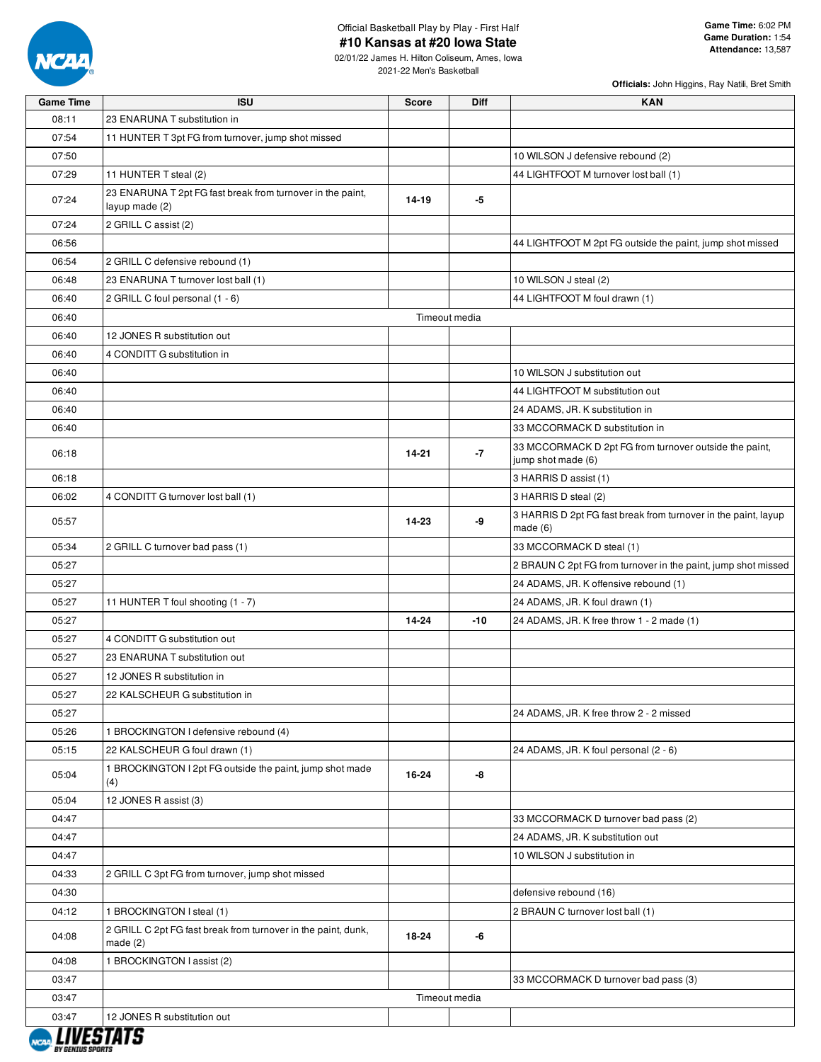Official Basketball Play by Play - First Half

# #10 Kansas at #20 Iowa State

02/01/22 James H. Hilton Coliseum, Ames, Iowa
2021-22 Men's Basketball

**Game Time:** 6:02 PM
**Game Duration:** 1:54
**Attendance:** 13,587

**Officials:** John Higgins, Ray Natili, Bret Smith

| Game Time | ISU | Score | Diff | KAN |
|---|---|---|---|---|
| 08:11 | 23 ENARUNA T substitution in | | | |
| 07:54 | 11 HUNTER T 3pt FG from turnover, jump shot missed | | | |
| 07:50 | | | | 10 WILSON J defensive rebound (2) |
| 07:29 | 11 HUNTER T steal (2) | | | 44 LIGHTFOOT M turnover lost ball (1) |
| 07:24 | 23 ENARUNA T 2pt FG fast break from turnover in the paint, layup made (2) | 14-19 | -5 | |
| 07:24 | 2 GRILL C assist (2) | | | |
| 06:56 | | | | 44 LIGHTFOOT M 2pt FG outside the paint, jump shot missed |
| 06:54 | 2 GRILL C defensive rebound (1) | | | |
| 06:48 | 23 ENARUNA T turnover lost ball (1) | | | 10 WILSON J steal (2) |
| 06:40 | 2 GRILL C foul personal (1 - 6) | | | 44 LIGHTFOOT M foul drawn (1) |
| 06:40 | | Timeout media | | |
| 06:40 | 12 JONES R substitution out | | | |
| 06:40 | 4 CONDITT G substitution in | | | |
| 06:40 | | | | 10 WILSON J substitution out |
| 06:40 | | | | 44 LIGHTFOOT M substitution out |
| 06:40 | | | | 24 ADAMS, JR. K substitution in |
| 06:40 | | | | 33 MCCORMACK D substitution in |
| 06:18 | | 14-21 | -7 | 33 MCCORMACK D 2pt FG from turnover outside the paint, jump shot made (6) |
| 06:18 | | | | 3 HARRIS D assist (1) |
| 06:02 | 4 CONDITT G turnover lost ball (1) | | | 3 HARRIS D steal (2) |
| 05:57 | | 14-23 | -9 | 3 HARRIS D 2pt FG fast break from turnover in the paint, layup made (6) |
| 05:34 | 2 GRILL C turnover bad pass (1) | | | 33 MCCORMACK D steal (1) |
| 05:27 | | | | 2 BRAUN C 2pt FG from turnover in the paint, jump shot missed |
| 05:27 | | | | 24 ADAMS, JR. K offensive rebound (1) |
| 05:27 | 11 HUNTER T foul shooting (1 - 7) | | | 24 ADAMS, JR. K foul drawn (1) |
| 05:27 | | 14-24 | -10 | 24 ADAMS, JR. K free throw 1 - 2 made (1) |
| 05:27 | 4 CONDITT G substitution out | | | |
| 05:27 | 23 ENARUNA T substitution out | | | |
| 05:27 | 12 JONES R substitution in | | | |
| 05:27 | 22 KALSCHEUR G substitution in | | | |
| 05:27 | | | | 24 ADAMS, JR. K free throw 2 - 2 missed |
| 05:26 | 1 BROCKINGTON I defensive rebound (4) | | | |
| 05:15 | 22 KALSCHEUR G foul drawn (1) | | | 24 ADAMS, JR. K foul personal (2 - 6) |
| 05:04 | 1 BROCKINGTON I 2pt FG outside the paint, jump shot made (4) | 16-24 | -8 | |
| 05:04 | 12 JONES R assist (3) | | | |
| 04:47 | | | | 33 MCCORMACK D turnover bad pass (2) |
| 04:47 | | | | 24 ADAMS, JR. K substitution out |
| 04:47 | | | | 10 WILSON J substitution in |
| 04:33 | 2 GRILL C 3pt FG from turnover, jump shot missed | | | |
| 04:30 | | | | defensive rebound (16) |
| 04:12 | 1 BROCKINGTON I steal (1) | | | 2 BRAUN C turnover lost ball (1) |
| 04:08 | 2 GRILL C 2pt FG fast break from turnover in the paint, dunk, made (2) | 18-24 | -6 | |
| 04:08 | 1 BROCKINGTON I assist (2) | | | |
| 03:47 | | | | 33 MCCORMACK D turnover bad pass (3) |
| 03:47 | | Timeout media | | |
| 03:47 | 12 JONES R substitution out | | | |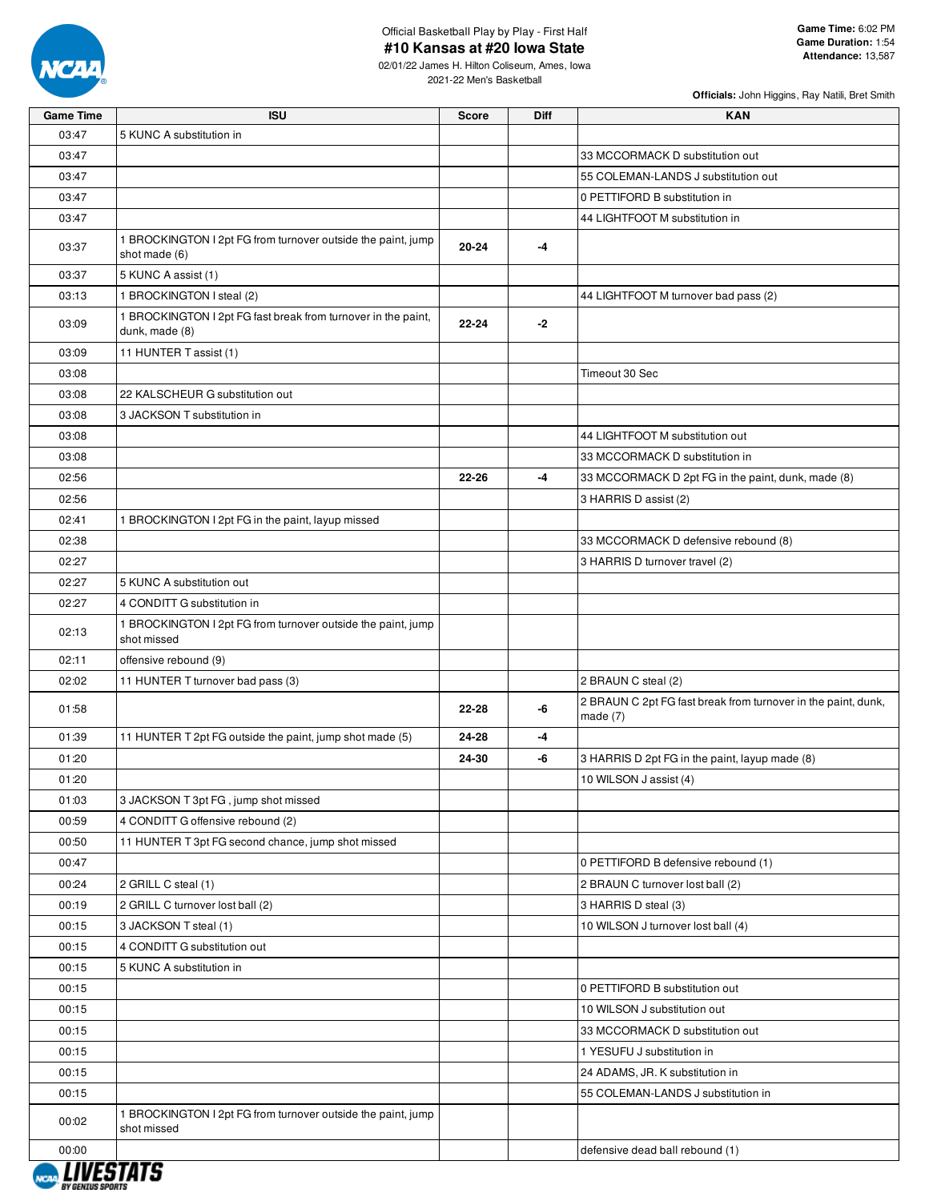Official Basketball Play by Play - First Half

# #10 Kansas at #20 Iowa State

02/01/22 James H. Hilton Coliseum, Ames, Iowa
2021-22 Men's Basketball

**Game Time:** 6:02 PM
**Game Duration:** 1:54
**Attendance:** 13,587

**Officials:** John Higgins, Ray Natili, Bret Smith

| Game Time | ISU | Score | Diff | KAN |
|---|---|---|---|---|
| 03:47 | 5 KUNC A substitution in | | | |
| 03:47 | | | | 33 MCCORMACK D substitution out |
| 03:47 | | | | 55 COLEMAN-LANDS J substitution out |
| 03:47 | | | | 0 PETTIFORD B substitution in |
| 03:47 | | | | 44 LIGHTFOOT M substitution in |
| 03:37 | 1 BROCKINGTON I 2pt FG from turnover outside the paint, jump shot made (6) | 20-24 | -4 | |
| 03:37 | 5 KUNC A assist (1) | | | |
| 03:13 | 1 BROCKINGTON I steal (2) | | | 44 LIGHTFOOT M turnover bad pass (2) |
| 03:09 | 1 BROCKINGTON I 2pt FG fast break from turnover in the paint, dunk, made (8) | 22-24 | -2 | |
| 03:09 | 11 HUNTER T assist (1) | | | |
| 03:08 | | | | Timeout 30 Sec |
| 03:08 | 22 KALSCHEUR G substitution out | | | |
| 03:08 | 3 JACKSON T substitution in | | | |
| 03:08 | | | | 44 LIGHTFOOT M substitution out |
| 03:08 | | | | 33 MCCORMACK D substitution in |
| 02:56 | | 22-26 | -4 | 33 MCCORMACK D 2pt FG in the paint, dunk, made (8) |
| 02:56 | | | | 3 HARRIS D assist (2) |
| 02:41 | 1 BROCKINGTON I 2pt FG in the paint, layup missed | | | |
| 02:38 | | | | 33 MCCORMACK D defensive rebound (8) |
| 02:27 | | | | 3 HARRIS D turnover travel (2) |
| 02:27 | 5 KUNC A substitution out | | | |
| 02:27 | 4 CONDITT G substitution in | | | |
| 02:13 | 1 BROCKINGTON I 2pt FG from turnover outside the paint, jump shot missed | | | |
| 02:11 | offensive rebound (9) | | | |
| 02:02 | 11 HUNTER T turnover bad pass (3) | | | 2 BRAUN C steal (2) |
| 01:58 | | 22-28 | -6 | 2 BRAUN C 2pt FG fast break from turnover in the paint, dunk, made (7) |
| 01:39 | 11 HUNTER T 2pt FG outside the paint, jump shot made (5) | 24-28 | -4 | |
| 01:20 | | 24-30 | -6 | 3 HARRIS D 2pt FG in the paint, layup made (8) |
| 01:20 | | | | 10 WILSON J assist (4) |
| 01:03 | 3 JACKSON T 3pt FG , jump shot missed | | | |
| 00:59 | 4 CONDITT G offensive rebound (2) | | | |
| 00:50 | 11 HUNTER T 3pt FG second chance, jump shot missed | | | |
| 00:47 | | | | 0 PETTIFORD B defensive rebound (1) |
| 00:24 | 2 GRILL C steal (1) | | | 2 BRAUN C turnover lost ball (2) |
| 00:19 | 2 GRILL C turnover lost ball (2) | | | 3 HARRIS D steal (3) |
| 00:15 | 3 JACKSON T steal (1) | | | 10 WILSON J turnover lost ball (4) |
| 00:15 | 4 CONDITT G substitution out | | | |
| 00:15 | 5 KUNC A substitution in | | | |
| 00:15 | | | | 0 PETTIFORD B substitution out |
| 00:15 | | | | 10 WILSON J substitution out |
| 00:15 | | | | 33 MCCORMACK D substitution out |
| 00:15 | | | | 1 YESUFU J substitution in |
| 00:15 | | | | 24 ADAMS, JR. K substitution in |
| 00:15 | | | | 55 COLEMAN-LANDS J substitution in |
| 00:02 | 1 BROCKINGTON I 2pt FG from turnover outside the paint, jump shot missed | | | |
| 00:00 | | | | defensive dead ball rebound (1) |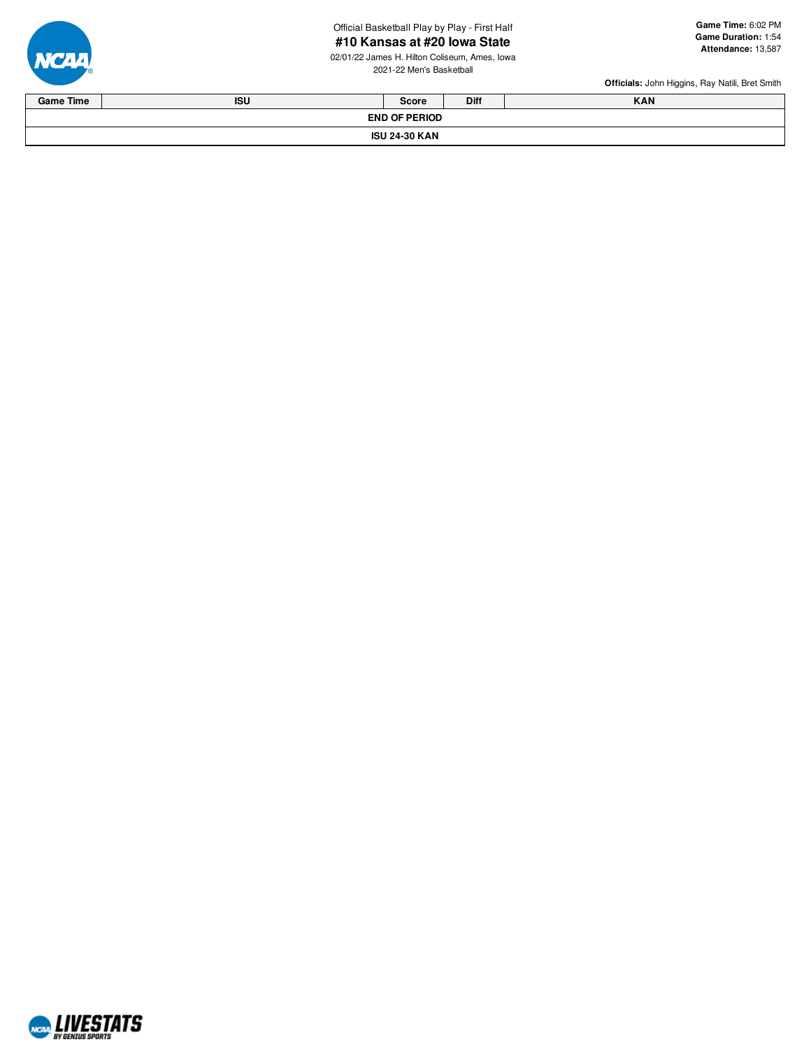Official Basketball Play by Play - First Half

# #10 Kansas at #20 Iowa State

02/01/22 James H. Hilton Coliseum, Ames, Iowa

2021-22 Men's Basketball

**Game Time:** 6:02 PM
**Game Duration:** 1:54
**Attendance:** 13,587

**Officials:** John Higgins, Ray Natili, Bret Smith

| Game Time | ISU | Score | Diff | KAN |
|---|---|---|---|---|
| | | **END OF PERIOD** | | |
| | | **ISU 24-30 KAN** | | |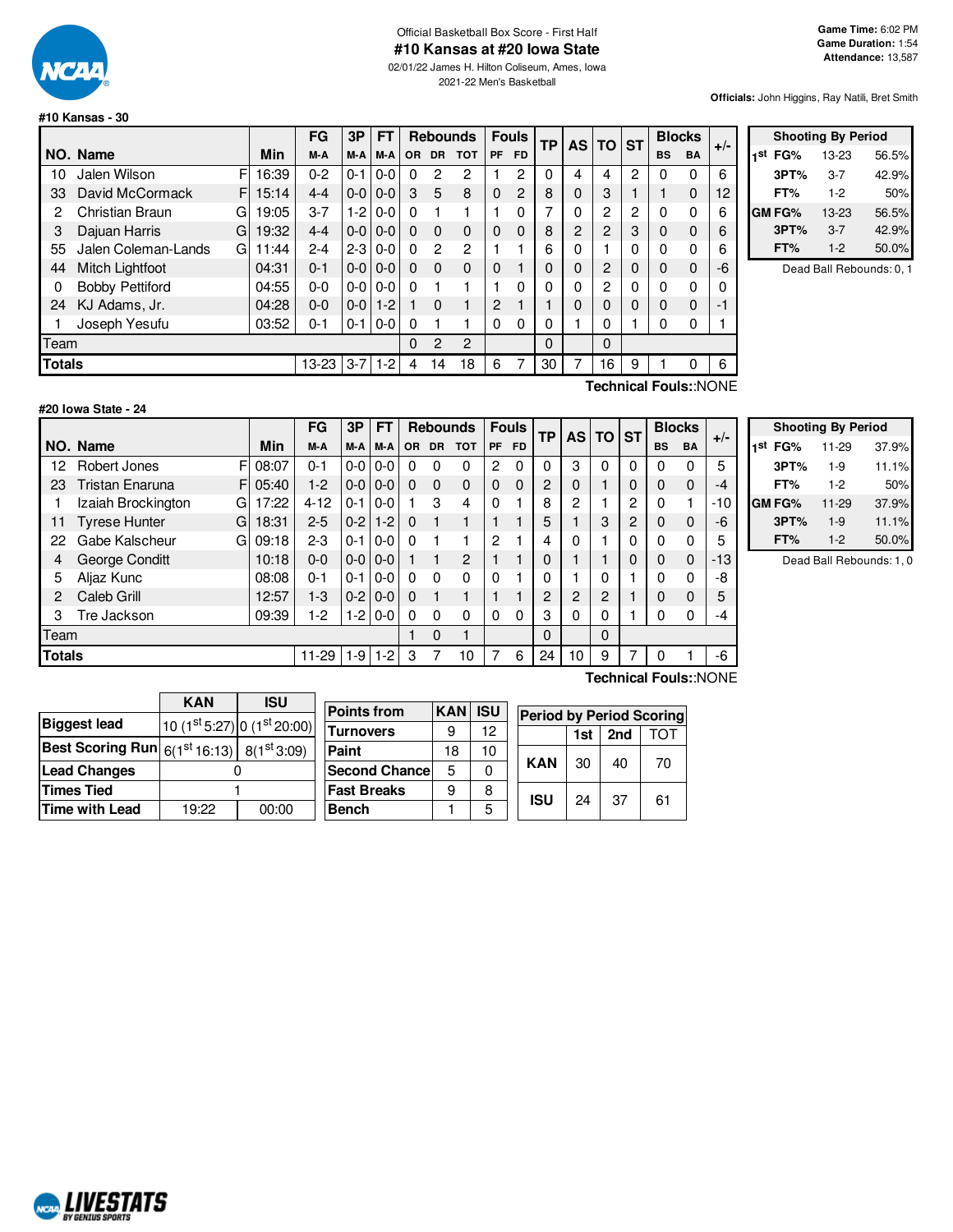Official Basketball Box Score - First Half

# #10 Kansas at #20 Iowa State

02/01/22 James H. Hilton Coliseum, Ames, Iowa

2021-22 Men's Basketball

**Game Time:** 6:02 PM
**Game Duration:** 1:54
**Attendance:** 13,587

**Officials:** John Higgins, Ray Natili, Bret Smith

## #10 Kansas - 30

| NO. | Name | | Min | FG M-A | 3P M-A | FT M-A | OR | DR | TOT | PF | FD | TP | AS | TO | ST | BS | BA | +/- |
|---|---|---|---|---|---|---|---|---|---|---|---|---|---|---|---|---|---|---|
| 10 | Jalen Wilson | F | 16:39 | 0-2 | 0-1 | 0-0 | 0 | 2 | 2 | 1 | 2 | 0 | 4 | 4 | 2 | 0 | 0 | 6 |
| 33 | David McCormack | F | 15:14 | 4-4 | 0-0 | 0-0 | 3 | 5 | 8 | 0 | 2 | 8 | 0 | 3 | 1 | 1 | 0 | 12 |
| 2 | Christian Braun | G | 19:05 | 3-7 | 1-2 | 0-0 | 0 | 1 | 1 | 1 | 0 | 7 | 0 | 2 | 2 | 0 | 0 | 6 |
| 3 | Dajuan Harris | G | 19:32 | 4-4 | 0-0 | 0-0 | 0 | 0 | 0 | 0 | 0 | 8 | 2 | 2 | 3 | 0 | 0 | 6 |
| 55 | Jalen Coleman-Lands | G | 11:44 | 2-4 | 2-3 | 0-0 | 0 | 2 | 2 | 1 | 1 | 6 | 0 | 1 | 0 | 0 | 0 | 6 |
| 44 | Mitch Lightfoot | | 04:31 | 0-1 | 0-0 | 0-0 | 0 | 0 | 0 | 0 | 1 | 0 | 0 | 2 | 0 | 0 | 0 | -6 |
| 0 | Bobby Pettiford | | 04:55 | 0-0 | 0-0 | 0-0 | 0 | 1 | 1 | 1 | 0 | 0 | 0 | 2 | 0 | 0 | 0 | 0 |
| 24 | KJ Adams, Jr. | | 04:28 | 0-0 | 0-0 | 1-2 | 1 | 0 | 1 | 2 | 1 | 1 | 0 | 0 | 0 | 0 | 0 | -1 |
| 1 | Joseph Yesufu | | 03:52 | 0-1 | 0-1 | 0-0 | 0 | 1 | 1 | 0 | 0 | 0 | 1 | 0 | 1 | 0 | 0 | 1 |
| | Team | | | | | | 0 | 2 | 2 | | | 0 | | 0 | | | | |
| | **Totals** | | | 13-23 | 3-7 | 1-2 | 4 | 14 | 18 | 6 | 7 | 30 | 7 | 16 | 9 | 1 | 0 | 6 |

**Technical Fouls:**:NONE

| Shooting By Period | | |
|---|---|---|
| 1st FG% | 13-23 | 56.5% |
| 3PT% | 3-7 | 42.9% |
| FT% | 1-2 | 50% |
| GM FG% | 13-23 | 56.5% |
| 3PT% | 3-7 | 42.9% |
| FT% | 1-2 | 50.0% |

Dead Ball Rebounds: 0, 1

## #20 Iowa State - 24

| NO. | Name | | Min | FG M-A | 3P M-A | FT M-A | OR | DR | TOT | PF | FD | TP | AS | TO | ST | BS | BA | +/- |
|---|---|---|---|---|---|---|---|---|---|---|---|---|---|---|---|---|---|---|
| 12 | Robert Jones | F | 08:07 | 0-1 | 0-0 | 0-0 | 0 | 0 | 0 | 2 | 0 | 0 | 3 | 0 | 0 | 0 | 0 | 5 |
| 23 | Tristan Enaruna | F | 05:40 | 1-2 | 0-0 | 0-0 | 0 | 0 | 0 | 0 | 0 | 2 | 0 | 1 | 0 | 0 | 0 | -4 |
| 1 | Izaiah Brockington | G | 17:22 | 4-12 | 0-1 | 0-0 | 1 | 3 | 4 | 0 | 1 | 8 | 2 | 1 | 2 | 0 | 1 | -10 |
| 11 | Tyrese Hunter | G | 18:31 | 2-5 | 0-2 | 1-2 | 0 | 1 | 1 | 1 | 1 | 5 | 1 | 3 | 2 | 0 | 0 | -6 |
| 22 | Gabe Kalscheur | G | 09:18 | 2-3 | 0-1 | 0-0 | 0 | 1 | 1 | 2 | 1 | 4 | 0 | 1 | 0 | 0 | 0 | 5 |
| 4 | George Conditt | | 10:18 | 0-0 | 0-0 | 0-0 | 1 | 1 | 2 | 1 | 1 | 0 | 1 | 1 | 0 | 0 | 0 | -13 |
| 5 | Aljaz Kunc | | 08:08 | 0-1 | 0-1 | 0-0 | 0 | 0 | 0 | 0 | 1 | 0 | 1 | 0 | 1 | 0 | 0 | -8 |
| 2 | Caleb Grill | | 12:57 | 1-3 | 0-2 | 0-0 | 0 | 1 | 1 | 1 | 1 | 2 | 2 | 2 | 1 | 0 | 0 | 5 |
| 3 | Tre Jackson | | 09:39 | 1-2 | 1-2 | 0-0 | 0 | 0 | 0 | 0 | 0 | 3 | 0 | 0 | 1 | 0 | 0 | -4 |
| | Team | | | | | | 1 | 0 | 1 | | | 0 | | 0 | | | | |
| | **Totals** | | | 11-29 | 1-9 | 1-2 | 3 | 7 | 10 | 7 | 6 | 24 | 10 | 9 | 7 | 0 | 1 | -6 |

**Technical Fouls:**:NONE

| Shooting By Period | | |
|---|---|---|
| 1st FG% | 11-29 | 37.9% |
| 3PT% | 1-9 | 11.1% |
| FT% | 1-2 | 50% |
| GM FG% | 11-29 | 37.9% |
| 3PT% | 1-9 | 11.1% |
| FT% | 1-2 | 50.0% |

Dead Ball Rebounds: 1, 0

| | KAN | ISU |
|---|---|---|
| **Biggest lead** | 10 (1st 5:27) | 0 (1st 20:00) |
| **Best Scoring Run** | 6(1st 16:13) | 8(1st 3:09) |
| **Lead Changes** | 0 | |
| **Times Tied** | 1 | |
| **Time with Lead** | 19:22 | 00:00 |

| Points from | KAN | ISU |
|---|---|---|
| Turnovers | 9 | 12 |
| Paint | 18 | 10 |
| Second Chance | 5 | 0 |
| Fast Breaks | 9 | 8 |
| Bench | 1 | 5 |

| Period by Period Scoring | 1st | 2nd | TOT |
|---|---|---|---|
| KAN | 30 | 40 | 70 |
| ISU | 24 | 37 | 61 |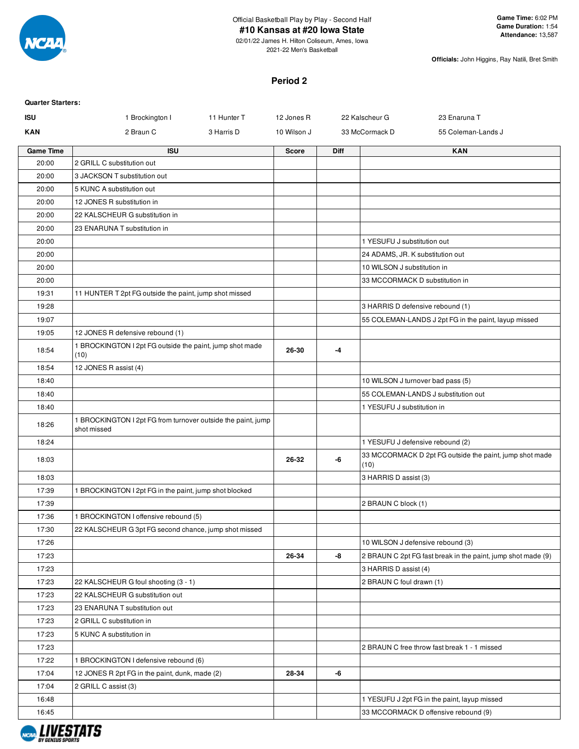Official Basketball Play by Play - Second Half

# #10 Kansas at #20 Iowa State

02/01/22 James H. Hilton Coliseum, Ames, Iowa

2021-22 Men's Basketball

**Game Time:** 6:02 PM
**Game Duration:** 1:54
**Attendance:** 13,587

**Officials:** John Higgins, Ray Natili, Bret Smith

## Period 2

**Quarter Starters:**

| | | | | | |
|---|---|---|---|---|---|
| **ISU** | 1 Brockington I | 11 Hunter T | 12 Jones R | 22 Kalscheur G | 23 Enaruna T |
| **KAN** | 2 Braun C | 3 Harris D | 10 Wilson J | 33 McCormack D | 55 Coleman-Lands J |

| Game Time | ISU | Score | Diff | KAN |
|---|---|---|---|---|
| 20:00 | 2 GRILL C substitution out | | | |
| 20:00 | 3 JACKSON T substitution out | | | |
| 20:00 | 5 KUNC A substitution out | | | |
| 20:00 | 12 JONES R substitution in | | | |
| 20:00 | 22 KALSCHEUR G substitution in | | | |
| 20:00 | 23 ENARUNA T substitution in | | | |
| 20:00 | | | | 1 YESUFU J substitution out |
| 20:00 | | | | 24 ADAMS, JR. K substitution out |
| 20:00 | | | | 10 WILSON J substitution in |
| 20:00 | | | | 33 MCCORMACK D substitution in |
| 19:31 | 11 HUNTER T 2pt FG outside the paint, jump shot missed | | | |
| 19:28 | | | | 3 HARRIS D defensive rebound (1) |
| 19:07 | | | | 55 COLEMAN-LANDS J 2pt FG in the paint, layup missed |
| 19:05 | 12 JONES R defensive rebound (1) | | | |
| 18:54 | 1 BROCKINGTON I 2pt FG outside the paint, jump shot made (10) | 26-30 | -4 | |
| 18:54 | 12 JONES R assist (4) | | | |
| 18:40 | | | | 10 WILSON J turnover bad pass (5) |
| 18:40 | | | | 55 COLEMAN-LANDS J substitution out |
| 18:40 | | | | 1 YESUFU J substitution in |
| 18:26 | 1 BROCKINGTON I 2pt FG from turnover outside the paint, jump shot missed | | | |
| 18:24 | | | | 1 YESUFU J defensive rebound (2) |
| 18:03 | | 26-32 | -6 | 33 MCCORMACK D 2pt FG outside the paint, jump shot made (10) |
| 18:03 | | | | 3 HARRIS D assist (3) |
| 17:39 | 1 BROCKINGTON I 2pt FG in the paint, jump shot blocked | | | |
| 17:39 | | | | 2 BRAUN C block (1) |
| 17:36 | 1 BROCKINGTON I offensive rebound (5) | | | |
| 17:30 | 22 KALSCHEUR G 3pt FG second chance, jump shot missed | | | |
| 17:26 | | | | 10 WILSON J defensive rebound (3) |
| 17:23 | | 26-34 | -8 | 2 BRAUN C 2pt FG fast break in the paint, jump shot made (9) |
| 17:23 | | | | 3 HARRIS D assist (4) |
| 17:23 | 22 KALSCHEUR G foul shooting (3 - 1) | | | 2 BRAUN C foul drawn (1) |
| 17:23 | 22 KALSCHEUR G substitution out | | | |
| 17:23 | 23 ENARUNA T substitution out | | | |
| 17:23 | 2 GRILL C substitution in | | | |
| 17:23 | 5 KUNC A substitution in | | | |
| 17:23 | | | | 2 BRAUN C free throw fast break 1 - 1 missed |
| 17:22 | 1 BROCKINGTON I defensive rebound (6) | | | |
| 17:04 | 12 JONES R 2pt FG in the paint, dunk, made (2) | 28-34 | -6 | |
| 17:04 | 2 GRILL C assist (3) | | | |
| 16:48 | | | | 1 YESUFU J 2pt FG in the paint, layup missed |
| 16:45 | | | | 33 MCCORMACK D offensive rebound (9) |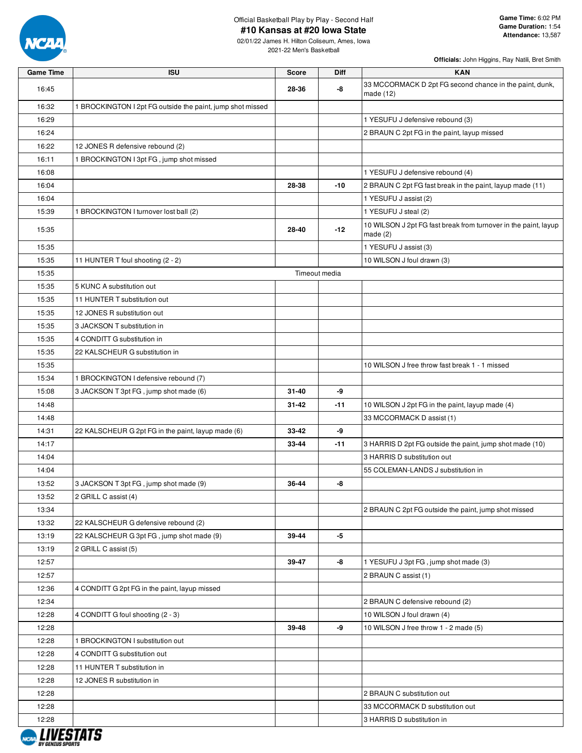Official Basketball Play by Play - Second Half

# #10 Kansas at #20 Iowa State

02/01/22 James H. Hilton Coliseum, Ames, Iowa

2021-22 Men's Basketball

**Game Time:** 6:02 PM
**Game Duration:** 1:54
**Attendance:** 13,587

**Officials:** John Higgins, Ray Natili, Bret Smith

| Game Time | ISU | Score | Diff | KAN |
|---|---|---|---|---|
| 16:45 | | 28-36 | -8 | 33 MCCORMACK D 2pt FG second chance in the paint, dunk, made (12) |
| 16:32 | 1 BROCKINGTON I 2pt FG outside the paint, jump shot missed | | | |
| 16:29 | | | | 1 YESUFU J defensive rebound (3) |
| 16:24 | | | | 2 BRAUN C 2pt FG in the paint, layup missed |
| 16:22 | 12 JONES R defensive rebound (2) | | | |
| 16:11 | 1 BROCKINGTON I 3pt FG , jump shot missed | | | |
| 16:08 | | | | 1 YESUFU J defensive rebound (4) |
| 16:04 | | 28-38 | -10 | 2 BRAUN C 2pt FG fast break in the paint, layup made (11) |
| 16:04 | | | | 1 YESUFU J assist (2) |
| 15:39 | 1 BROCKINGTON I turnover lost ball (2) | | | 1 YESUFU J steal (2) |
| 15:35 | | 28-40 | -12 | 10 WILSON J 2pt FG fast break from turnover in the paint, layup made (2) |
| 15:35 | | | | 1 YESUFU J assist (3) |
| 15:35 | 11 HUNTER T foul shooting (2 - 2) | | | 10 WILSON J foul drawn (3) |
| 15:35 | Timeout media | | | |
| 15:35 | 5 KUNC A substitution out | | | |
| 15:35 | 11 HUNTER T substitution out | | | |
| 15:35 | 12 JONES R substitution out | | | |
| 15:35 | 3 JACKSON T substitution in | | | |
| 15:35 | 4 CONDITT G substitution in | | | |
| 15:35 | 22 KALSCHEUR G substitution in | | | |
| 15:35 | | | | 10 WILSON J free throw fast break 1 - 1 missed |
| 15:34 | 1 BROCKINGTON I defensive rebound (7) | | | |
| 15:08 | 3 JACKSON T 3pt FG , jump shot made (6) | 31-40 | -9 | |
| 14:48 | | 31-42 | -11 | 10 WILSON J 2pt FG in the paint, layup made (4) |
| 14:48 | | | | 33 MCCORMACK D assist (1) |
| 14:31 | 22 KALSCHEUR G 2pt FG in the paint, layup made (6) | 33-42 | -9 | |
| 14:17 | | 33-44 | -11 | 3 HARRIS D 2pt FG outside the paint, jump shot made (10) |
| 14:04 | | | | 3 HARRIS D substitution out |
| 14:04 | | | | 55 COLEMAN-LANDS J substitution in |
| 13:52 | 3 JACKSON T 3pt FG , jump shot made (9) | 36-44 | -8 | |
| 13:52 | 2 GRILL C assist (4) | | | |
| 13:34 | | | | 2 BRAUN C 2pt FG outside the paint, jump shot missed |
| 13:32 | 22 KALSCHEUR G defensive rebound (2) | | | |
| 13:19 | 22 KALSCHEUR G 3pt FG , jump shot made (9) | 39-44 | -5 | |
| 13:19 | 2 GRILL C assist (5) | | | |
| 12:57 | | 39-47 | -8 | 1 YESUFU J 3pt FG , jump shot made (3) |
| 12:57 | | | | 2 BRAUN C assist (1) |
| 12:36 | 4 CONDITT G 2pt FG in the paint, layup missed | | | |
| 12:34 | | | | 2 BRAUN C defensive rebound (2) |
| 12:28 | 4 CONDITT G foul shooting (2 - 3) | | | 10 WILSON J foul drawn (4) |
| 12:28 | | 39-48 | -9 | 10 WILSON J free throw 1 - 2 made (5) |
| 12:28 | 1 BROCKINGTON I substitution out | | | |
| 12:28 | 4 CONDITT G substitution out | | | |
| 12:28 | 11 HUNTER T substitution in | | | |
| 12:28 | 12 JONES R substitution in | | | |
| 12:28 | | | | 2 BRAUN C substitution out |
| 12:28 | | | | 33 MCCORMACK D substitution out |
| 12:28 | | | | 3 HARRIS D substitution in |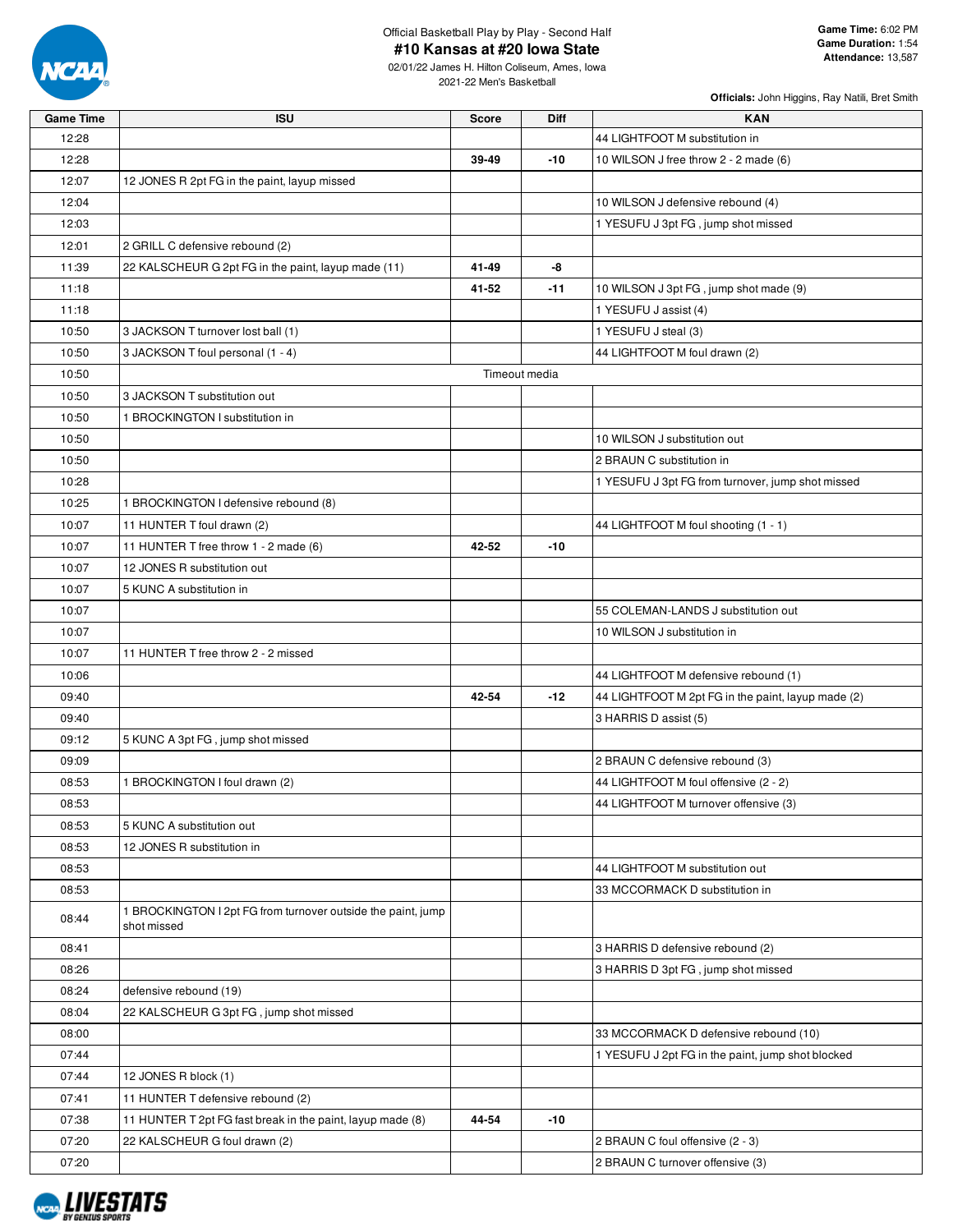Official Basketball Play by Play - Second Half

# #10 Kansas at #20 Iowa State

02/01/22 James H. Hilton Coliseum, Ames, Iowa

2021-22 Men's Basketball

**Game Time:** 6:02 PM
**Game Duration:** 1:54
**Attendance:** 13,587

**Officials:** John Higgins, Ray Natili, Bret Smith

| Game Time | ISU | Score | Diff | KAN |
|---|---|---|---|---|
| 12:28 | | | | 44 LIGHTFOOT M substitution in |
| 12:28 | | 39-49 | -10 | 10 WILSON J free throw 2 - 2 made (6) |
| 12:07 | 12 JONES R 2pt FG in the paint, layup missed | | | |
| 12:04 | | | | 10 WILSON J defensive rebound (4) |
| 12:03 | | | | 1 YESUFU J 3pt FG , jump shot missed |
| 12:01 | 2 GRILL C defensive rebound (2) | | | |
| 11:39 | 22 KALSCHEUR G 2pt FG in the paint, layup made (11) | 41-49 | -8 | |
| 11:18 | | 41-52 | -11 | 10 WILSON J 3pt FG , jump shot made (9) |
| 11:18 | | | | 1 YESUFU J assist (4) |
| 10:50 | 3 JACKSON T turnover lost ball (1) | | | 1 YESUFU J steal (3) |
| 10:50 | 3 JACKSON T foul personal (1 - 4) | | | 44 LIGHTFOOT M foul drawn (2) |
| 10:50 | | Timeout media | | |
| 10:50 | 3 JACKSON T substitution out | | | |
| 10:50 | 1 BROCKINGTON I substitution in | | | |
| 10:50 | | | | 10 WILSON J substitution out |
| 10:50 | | | | 2 BRAUN C substitution in |
| 10:28 | | | | 1 YESUFU J 3pt FG from turnover, jump shot missed |
| 10:25 | 1 BROCKINGTON I defensive rebound (8) | | | |
| 10:07 | 11 HUNTER T foul drawn (2) | | | 44 LIGHTFOOT M foul shooting (1 - 1) |
| 10:07 | 11 HUNTER T free throw 1 - 2 made (6) | 42-52 | -10 | |
| 10:07 | 12 JONES R substitution out | | | |
| 10:07 | 5 KUNC A substitution in | | | |
| 10:07 | | | | 55 COLEMAN-LANDS J substitution out |
| 10:07 | | | | 10 WILSON J substitution in |
| 10:07 | 11 HUNTER T free throw 2 - 2 missed | | | |
| 10:06 | | | | 44 LIGHTFOOT M defensive rebound (1) |
| 09:40 | | 42-54 | -12 | 44 LIGHTFOOT M 2pt FG in the paint, layup made (2) |
| 09:40 | | | | 3 HARRIS D assist (5) |
| 09:12 | 5 KUNC A 3pt FG , jump shot missed | | | |
| 09:09 | | | | 2 BRAUN C defensive rebound (3) |
| 08:53 | 1 BROCKINGTON I foul drawn (2) | | | 44 LIGHTFOOT M foul offensive (2 - 2) |
| 08:53 | | | | 44 LIGHTFOOT M turnover offensive (3) |
| 08:53 | 5 KUNC A substitution out | | | |
| 08:53 | 12 JONES R substitution in | | | |
| 08:53 | | | | 44 LIGHTFOOT M substitution out |
| 08:53 | | | | 33 MCCORMACK D substitution in |
| 08:44 | 1 BROCKINGTON I 2pt FG from turnover outside the paint, jump shot missed | | | |
| 08:41 | | | | 3 HARRIS D defensive rebound (2) |
| 08:26 | | | | 3 HARRIS D 3pt FG , jump shot missed |
| 08:24 | defensive rebound (19) | | | |
| 08:04 | 22 KALSCHEUR G 3pt FG , jump shot missed | | | |
| 08:00 | | | | 33 MCCORMACK D defensive rebound (10) |
| 07:44 | | | | 1 YESUFU J 2pt FG in the paint, jump shot blocked |
| 07:44 | 12 JONES R block (1) | | | |
| 07:41 | 11 HUNTER T defensive rebound (2) | | | |
| 07:38 | 11 HUNTER T 2pt FG fast break in the paint, layup made (8) | 44-54 | -10 | |
| 07:20 | 22 KALSCHEUR G foul drawn (2) | | | 2 BRAUN C foul offensive (2 - 3) |
| 07:20 | | | | 2 BRAUN C turnover offensive (3) |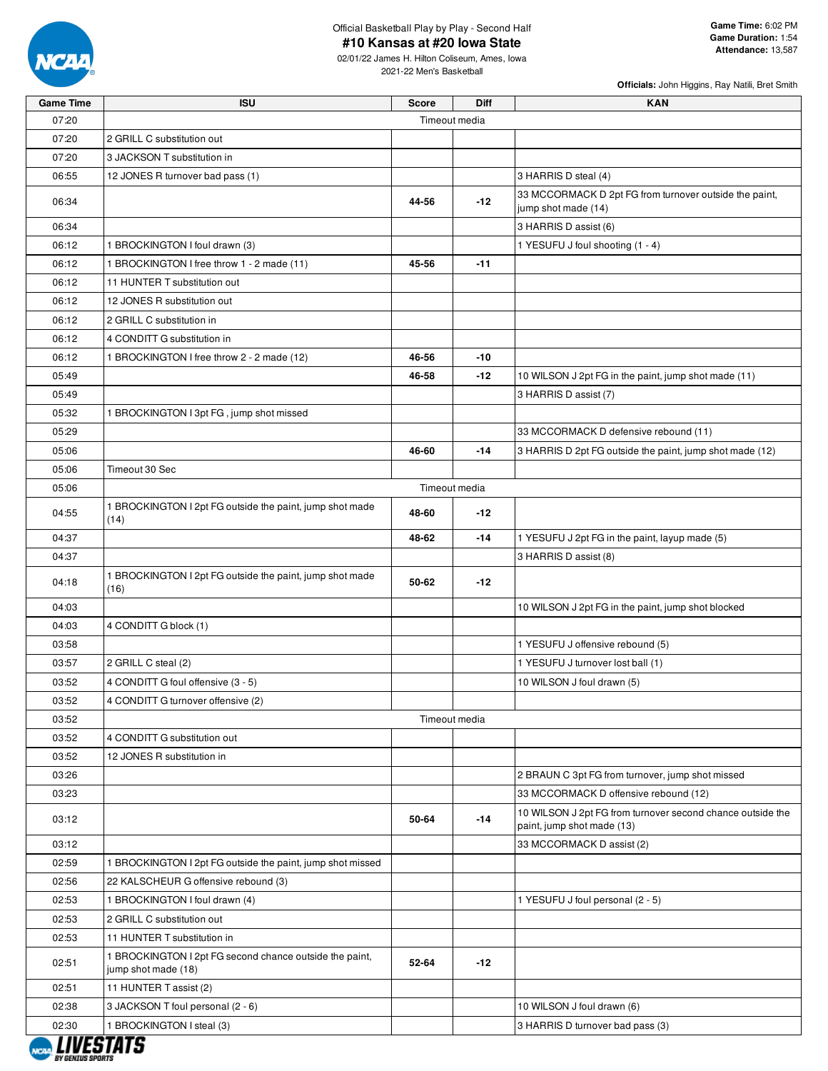Official Basketball Play by Play - Second Half

# #10 Kansas at #20 Iowa State

02/01/22 James H. Hilton Coliseum, Ames, Iowa

2021-22 Men's Basketball

**Game Time:** 6:02 PM
**Game Duration:** 1:54
**Attendance:** 13,587

**Officials:** John Higgins, Ray Natili, Bret Smith

| Game Time | ISU | Score | Diff | KAN |
|---|---|---|---|---|
| 07:20 | Timeout media | | | |
| 07:20 | 2 GRILL C substitution out | | | |
| 07:20 | 3 JACKSON T substitution in | | | |
| 06:55 | 12 JONES R turnover bad pass (1) | | | 3 HARRIS D steal (4) |
| 06:34 | | 44-56 | -12 | 33 MCCORMACK D 2pt FG from turnover outside the paint, jump shot made (14) |
| 06:34 | | | | 3 HARRIS D assist (6) |
| 06:12 | 1 BROCKINGTON I foul drawn (3) | | | 1 YESUFU J foul shooting (1 - 4) |
| 06:12 | 1 BROCKINGTON I free throw 1 - 2 made (11) | 45-56 | -11 | |
| 06:12 | 11 HUNTER T substitution out | | | |
| 06:12 | 12 JONES R substitution out | | | |
| 06:12 | 2 GRILL C substitution in | | | |
| 06:12 | 4 CONDITT G substitution in | | | |
| 06:12 | 1 BROCKINGTON I free throw 2 - 2 made (12) | 46-56 | -10 | |
| 05:49 | | 46-58 | -12 | 10 WILSON J 2pt FG in the paint, jump shot made (11) |
| 05:49 | | | | 3 HARRIS D assist (7) |
| 05:32 | 1 BROCKINGTON I 3pt FG , jump shot missed | | | |
| 05:29 | | | | 33 MCCORMACK D defensive rebound (11) |
| 05:06 | | 46-60 | -14 | 3 HARRIS D 2pt FG outside the paint, jump shot made (12) |
| 05:06 | Timeout 30 Sec | | | |
| 05:06 | Timeout media | | | |
| 04:55 | 1 BROCKINGTON I 2pt FG outside the paint, jump shot made (14) | 48-60 | -12 | |
| 04:37 | | 48-62 | -14 | 1 YESUFU J 2pt FG in the paint, layup made (5) |
| 04:37 | | | | 3 HARRIS D assist (8) |
| 04:18 | 1 BROCKINGTON I 2pt FG outside the paint, jump shot made (16) | 50-62 | -12 | |
| 04:03 | | | | 10 WILSON J 2pt FG in the paint, jump shot blocked |
| 04:03 | 4 CONDITT G block (1) | | | |
| 03:58 | | | | 1 YESUFU J offensive rebound (5) |
| 03:57 | 2 GRILL C steal (2) | | | 1 YESUFU J turnover lost ball (1) |
| 03:52 | 4 CONDITT G foul offensive (3 - 5) | | | 10 WILSON J foul drawn (5) |
| 03:52 | 4 CONDITT G turnover offensive (2) | | | |
| 03:52 | Timeout media | | | |
| 03:52 | 4 CONDITT G substitution out | | | |
| 03:52 | 12 JONES R substitution in | | | |
| 03:26 | | | | 2 BRAUN C 3pt FG from turnover, jump shot missed |
| 03:23 | | | | 33 MCCORMACK D offensive rebound (12) |
| 03:12 | | 50-64 | -14 | 10 WILSON J 2pt FG from turnover second chance outside the paint, jump shot made (13) |
| 03:12 | | | | 33 MCCORMACK D assist (2) |
| 02:59 | 1 BROCKINGTON I 2pt FG outside the paint, jump shot missed | | | |
| 02:56 | 22 KALSCHEUR G offensive rebound (3) | | | |
| 02:53 | 1 BROCKINGTON I foul drawn (4) | | | 1 YESUFU J foul personal (2 - 5) |
| 02:53 | 2 GRILL C substitution out | | | |
| 02:53 | 11 HUNTER T substitution in | | | |
| 02:51 | 1 BROCKINGTON I 2pt FG second chance outside the paint, jump shot made (18) | 52-64 | -12 | |
| 02:51 | 11 HUNTER T assist (2) | | | |
| 02:38 | 3 JACKSON T foul personal (2 - 6) | | | 10 WILSON J foul drawn (6) |
| 02:30 | 1 BROCKINGTON I steal (3) | | | 3 HARRIS D turnover bad pass (3) |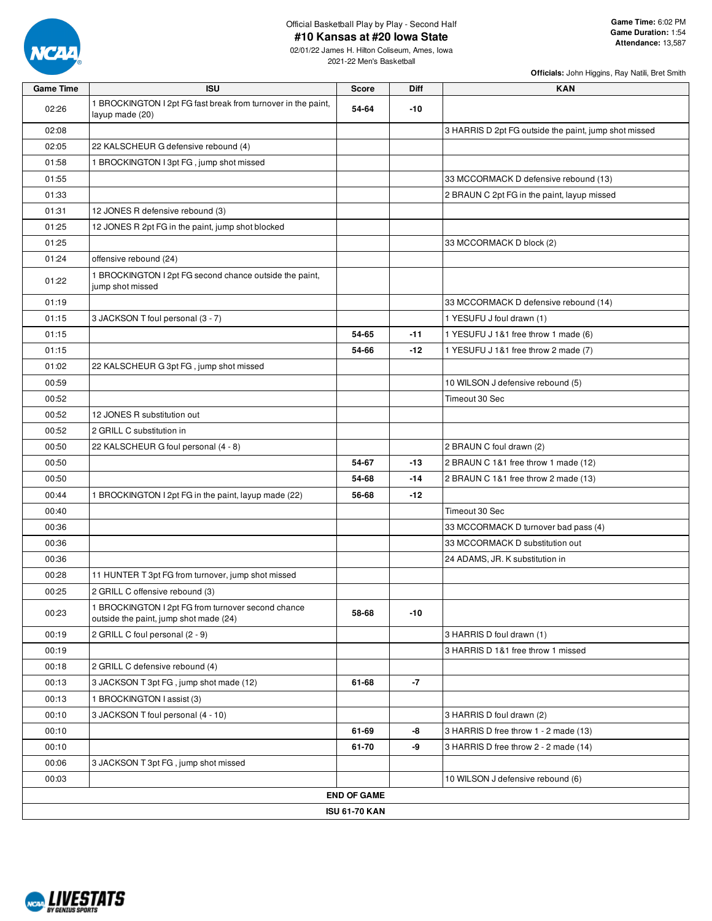Official Basketball Play by Play - Second Half

# #10 Kansas at #20 Iowa State

02/01/22 James H. Hilton Coliseum, Ames, Iowa
2021-22 Men's Basketball

**Game Time:** 6:02 PM
**Game Duration:** 1:54
**Attendance:** 13,587

**Officials:** John Higgins, Ray Natili, Bret Smith

| Game Time | ISU | Score | Diff | KAN |
|---|---|---|---|---|
| 02:26 | 1 BROCKINGTON I 2pt FG fast break from turnover in the paint, layup made (20) | 54-64 | -10 | |
| 02:08 | | | | 3 HARRIS D 2pt FG outside the paint, jump shot missed |
| 02:05 | 22 KALSCHEUR G defensive rebound (4) | | | |
| 01:58 | 1 BROCKINGTON I 3pt FG , jump shot missed | | | |
| 01:55 | | | | 33 MCCORMACK D defensive rebound (13) |
| 01:33 | | | | 2 BRAUN C 2pt FG in the paint, layup missed |
| 01:31 | 12 JONES R defensive rebound (3) | | | |
| 01:25 | 12 JONES R 2pt FG in the paint, jump shot blocked | | | |
| 01:25 | | | | 33 MCCORMACK D block (2) |
| 01:24 | offensive rebound (24) | | | |
| 01:22 | 1 BROCKINGTON I 2pt FG second chance outside the paint, jump shot missed | | | |
| 01:19 | | | | 33 MCCORMACK D defensive rebound (14) |
| 01:15 | 3 JACKSON T foul personal (3 - 7) | | | 1 YESUFU J foul drawn (1) |
| 01:15 | | 54-65 | -11 | 1 YESUFU J 1&1 free throw 1 made (6) |
| 01:15 | | 54-66 | -12 | 1 YESUFU J 1&1 free throw 2 made (7) |
| 01:02 | 22 KALSCHEUR G 3pt FG , jump shot missed | | | |
| 00:59 | | | | 10 WILSON J defensive rebound (5) |
| 00:52 | | | | Timeout 30 Sec |
| 00:52 | 12 JONES R substitution out | | | |
| 00:52 | 2 GRILL C substitution in | | | |
| 00:50 | 22 KALSCHEUR G foul personal (4 - 8) | | | 2 BRAUN C foul drawn (2) |
| 00:50 | | 54-67 | -13 | 2 BRAUN C 1&1 free throw 1 made (12) |
| 00:50 | | 54-68 | -14 | 2 BRAUN C 1&1 free throw 2 made (13) |
| 00:44 | 1 BROCKINGTON I 2pt FG in the paint, layup made (22) | 56-68 | -12 | |
| 00:40 | | | | Timeout 30 Sec |
| 00:36 | | | | 33 MCCORMACK D turnover bad pass (4) |
| 00:36 | | | | 33 MCCORMACK D substitution out |
| 00:36 | | | | 24 ADAMS, JR. K substitution in |
| 00:28 | 11 HUNTER T 3pt FG from turnover, jump shot missed | | | |
| 00:25 | 2 GRILL C offensive rebound (3) | | | |
| 00:23 | 1 BROCKINGTON I 2pt FG from turnover second chance outside the paint, jump shot made (24) | 58-68 | -10 | |
| 00:19 | 2 GRILL C foul personal (2 - 9) | | | 3 HARRIS D foul drawn (1) |
| 00:19 | | | | 3 HARRIS D 1&1 free throw 1 missed |
| 00:18 | 2 GRILL C defensive rebound (4) | | | |
| 00:13 | 3 JACKSON T 3pt FG , jump shot made (12) | 61-68 | -7 | |
| 00:13 | 1 BROCKINGTON I assist (3) | | | |
| 00:10 | 3 JACKSON T foul personal (4 - 10) | | | 3 HARRIS D foul drawn (2) |
| 00:10 | | 61-69 | -8 | 3 HARRIS D free throw 1 - 2 made (13) |
| 00:10 | | 61-70 | -9 | 3 HARRIS D free throw 2 - 2 made (14) |
| 00:06 | 3 JACKSON T 3pt FG , jump shot missed | | | |
| 00:03 | | | | 10 WILSON J defensive rebound (6) |

**END OF GAME**

**ISU 61-70 KAN**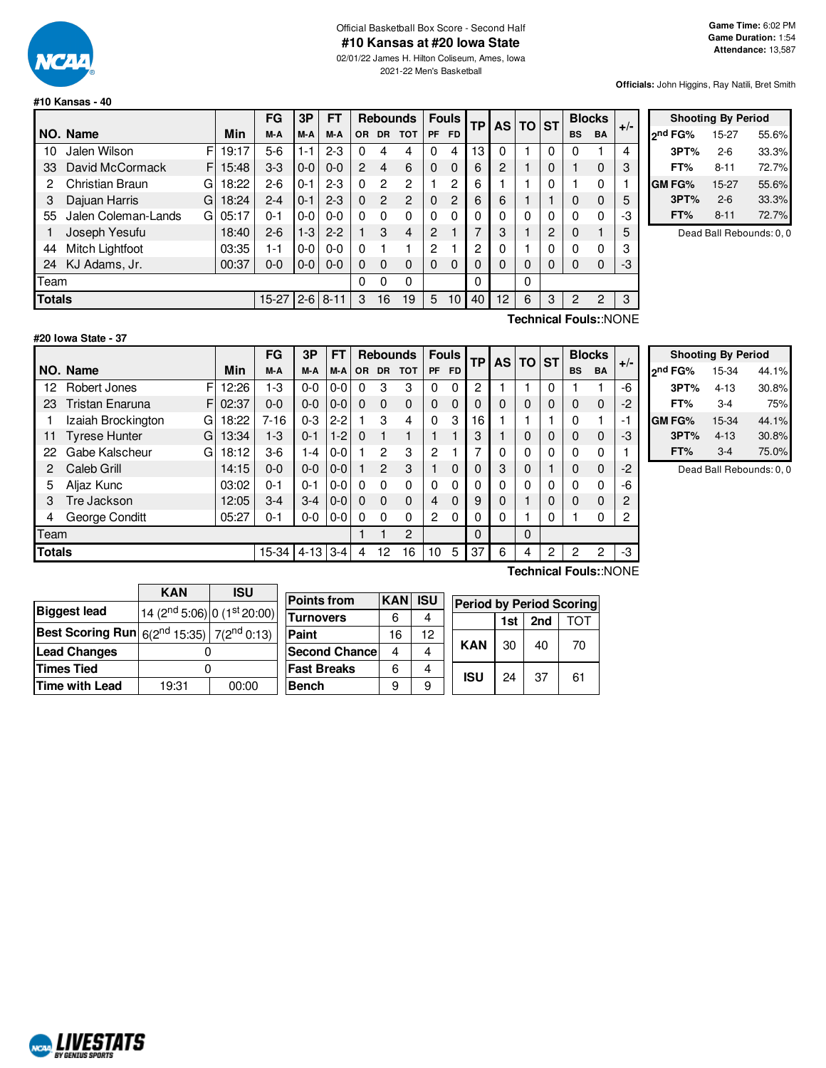Official Basketball Box Score - Second Half

# #10 Kansas at #20 Iowa State

02/01/22 James H. Hilton Coliseum, Ames, Iowa

2021-22 Men's Basketball

**Game Time:** 6:02 PM
**Game Duration:** 1:54
**Attendance:** 13,587

**Officials:** John Higgins, Ray Natili, Bret Smith

## #10 Kansas - 40

| NO. | Name | | Min | FG M-A | 3P M-A | FT M-A | Rebounds OR | DR | TOT | Fouls PF | FD | TP | AS | TO | ST | Blocks BS | BA | +/- |
|---|---|---|---|---|---|---|---|---|---|---|---|---|---|---|---|---|---|---|
| 10 | Jalen Wilson | F | 19:17 | 5-6 | 1-1 | 2-3 | 0 | 4 | 4 | 0 | 4 | 13 | 0 | 1 | 0 | 0 | 1 | 4 |
| 33 | David McCormack | F | 15:48 | 3-3 | 0-0 | 0-0 | 2 | 4 | 6 | 0 | 0 | 6 | 2 | 1 | 0 | 1 | 0 | 3 |
| 2 | Christian Braun | G | 18:22 | 2-6 | 0-1 | 2-3 | 0 | 2 | 2 | 1 | 2 | 6 | 1 | 1 | 0 | 1 | 0 | 1 |
| 3 | Dajuan Harris | G | 18:24 | 2-4 | 0-1 | 2-3 | 0 | 2 | 2 | 0 | 2 | 6 | 6 | 1 | 1 | 0 | 0 | 5 |
| 55 | Jalen Coleman-Lands | G | 05:17 | 0-1 | 0-0 | 0-0 | 0 | 0 | 0 | 0 | 0 | 0 | 0 | 0 | 0 | 0 | 0 | -3 |
| 1 | Joseph Yesufu | | 18:40 | 2-6 | 1-3 | 2-2 | 1 | 3 | 4 | 2 | 1 | 7 | 3 | 1 | 2 | 0 | 1 | 5 |
| 44 | Mitch Lightfoot | | 03:35 | 1-1 | 0-0 | 0-0 | 0 | 1 | 1 | 2 | 1 | 2 | 0 | 1 | 0 | 0 | 0 | 3 |
| 24 | KJ Adams, Jr. | | 00:37 | 0-0 | 0-0 | 0-0 | 0 | 0 | 0 | 0 | 0 | 0 | 0 | 0 | 0 | 0 | 0 | -3 |
| | Team | | | | | | 0 | 0 | 0 | | | 0 | | 0 | | | | |
| | **Totals** | | | 15-27 | 2-6 | 8-11 | 3 | 16 | 19 | 5 | 10 | 40 | 12 | 6 | 3 | 2 | 2 | 3 |

**Technical Fouls:**:NONE

| Shooting By Period | | |
|---|---|---|
| 2nd FG% | 15-27 | 55.6% |
| 3PT% | 2-6 | 33.3% |
| FT% | 8-11 | 72.7% |
| GM FG% | 15-27 | 55.6% |
| 3PT% | 2-6 | 33.3% |
| FT% | 8-11 | 72.7% |

Dead Ball Rebounds: 0, 0

## #20 Iowa State - 37

| NO. | Name | | Min | FG M-A | 3P M-A | FT M-A | Rebounds OR | DR | TOT | Fouls PF | FD | TP | AS | TO | ST | Blocks BS | BA | +/- |
|---|---|---|---|---|---|---|---|---|---|---|---|---|---|---|---|---|---|---|
| 12 | Robert Jones | F | 12:26 | 1-3 | 0-0 | 0-0 | 0 | 3 | 3 | 0 | 0 | 2 | 1 | 1 | 0 | 1 | 1 | -6 |
| 23 | Tristan Enaruna | F | 02:37 | 0-0 | 0-0 | 0-0 | 0 | 0 | 0 | 0 | 0 | 0 | 0 | 0 | 0 | 0 | 0 | -2 |
| 1 | Izaiah Brockington | G | 18:22 | 7-16 | 0-3 | 2-2 | 1 | 3 | 4 | 0 | 3 | 16 | 1 | 1 | 1 | 0 | 1 | -1 |
| 11 | Tyrese Hunter | G | 13:34 | 1-3 | 0-1 | 1-2 | 0 | 1 | 1 | 1 | 1 | 3 | 1 | 0 | 0 | 0 | 0 | -3 |
| 22 | Gabe Kalscheur | G | 18:12 | 3-6 | 1-4 | 0-0 | 1 | 2 | 3 | 2 | 1 | 7 | 0 | 0 | 0 | 0 | 0 | 1 |
| 2 | Caleb Grill | | 14:15 | 0-0 | 0-0 | 0-0 | 1 | 2 | 3 | 1 | 0 | 0 | 3 | 0 | 1 | 0 | 0 | -2 |
| 5 | Aljaz Kunc | | 03:02 | 0-1 | 0-1 | 0-0 | 0 | 0 | 0 | 0 | 0 | 0 | 0 | 0 | 0 | 0 | 0 | -6 |
| 3 | Tre Jackson | | 12:05 | 3-4 | 3-4 | 0-0 | 0 | 0 | 0 | 4 | 0 | 9 | 0 | 1 | 0 | 0 | 0 | 2 |
| 4 | George Conditt | | 05:27 | 0-1 | 0-0 | 0-0 | 0 | 0 | 0 | 2 | 0 | 0 | 0 | 1 | 0 | 1 | 0 | 2 |
| | Team | | | | | | 1 | 1 | 2 | | | 0 | | 0 | | | | |
| | **Totals** | | | 15-34 | 4-13 | 3-4 | 4 | 12 | 16 | 10 | 5 | 37 | 6 | 4 | 2 | 2 | 2 | -3 |

**Technical Fouls:**:NONE

| Shooting By Period | | |
|---|---|---|
| 2nd FG% | 15-34 | 44.1% |
| 3PT% | 4-13 | 30.8% |
| FT% | 3-4 | 75% |
| GM FG% | 15-34 | 44.1% |
| 3PT% | 4-13 | 30.8% |
| FT% | 3-4 | 75.0% |

Dead Ball Rebounds: 0, 0

| | KAN | ISU |
|---|---|---|
| **Biggest lead** | 14 (2nd 5:06) | 0 (1st 20:00) |
| **Best Scoring Run** | 6(2nd 15:35) | 7(2nd 0:13) |
| **Lead Changes** | 0 | |
| **Times Tied** | 0 | |
| **Time with Lead** | 19:31 | 00:00 |

| Points from | KAN | ISU |
|---|---|---|
| Turnovers | 6 | 4 |
| Paint | 16 | 12 |
| Second Chance | 4 | 4 |
| Fast Breaks | 6 | 4 |
| Bench | 9 | 9 |

| Period by Period Scoring | 1st | 2nd | TOT |
|---|---|---|---|
| KAN | 30 | 40 | 70 |
| ISU | 24 | 37 | 61 |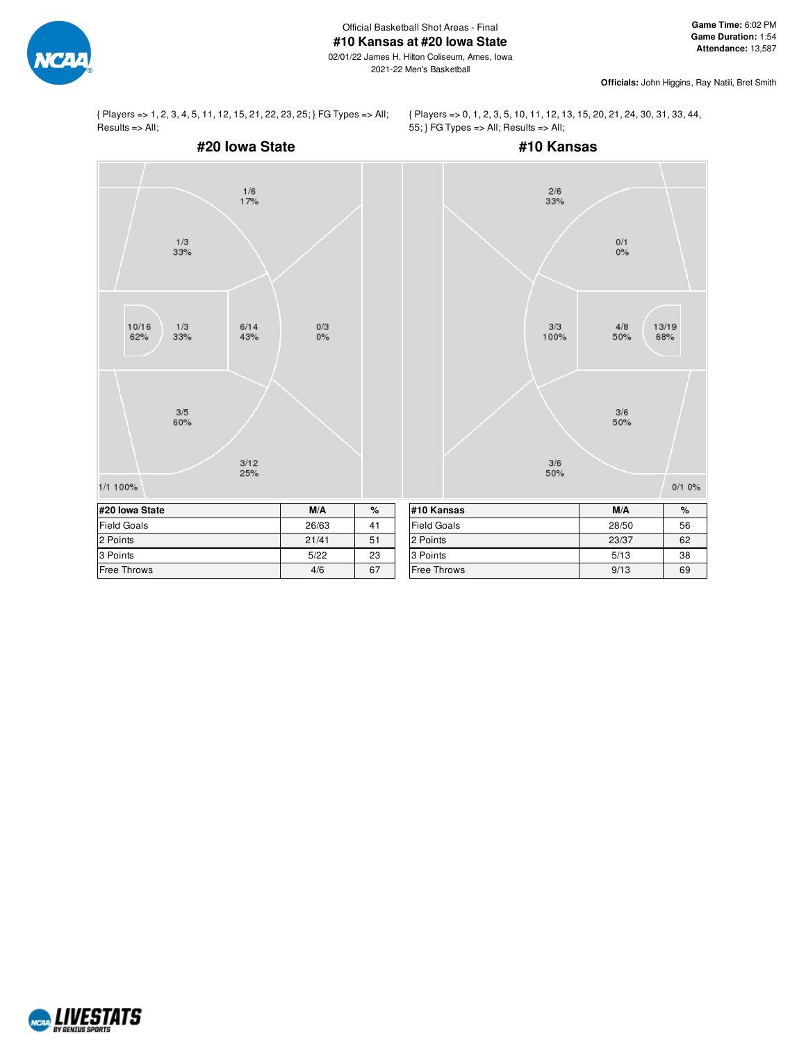Official Basketball Shot Areas - Final

# #10 Kansas at #20 Iowa State

02/01/22 James H. Hilton Coliseum, Ames, Iowa

2021-22 Men's Basketball

**Game Time:** 6:02 PM
**Game Duration:** 1:54
**Attendance:** 13,587

**Officials:** John Higgins, Ray Natili, Bret Smith

{ Players => 1, 2, 3, 4, 5, 11, 12, 15, 21, 22, 23, 25; } FG Types => All; Results => All;

{ Players => 0, 1, 2, 3, 5, 10, 11, 12, 13, 15, 20, 21, 24, 30, 31, 33, 44, 55; } FG Types => All; Results => All;

## #20 Iowa State

1/6 17%

1/3 33%

10/16 62%

1/3 33%

6/14 43%

0/3 0%

3/5 60%

3/12 25%

1/1 100%

| #20 Iowa State | M/A | % |
|---|---|---|
| Field Goals | 26/63 | 41 |
| 2 Points | 21/41 | 51 |
| 3 Points | 5/22 | 23 |
| Free Throws | 4/6 | 67 |

## #10 Kansas

2/6 33%

0/1 0%

3/3 100%

4/8 50%

13/19 68%

3/6 50%

3/6 50%

0/1 0%

| #10 Kansas | M/A | % |
|---|---|---|
| Field Goals | 28/50 | 56 |
| 2 Points | 23/37 | 62 |
| 3 Points | 5/13 | 38 |
| Free Throws | 9/13 | 69 |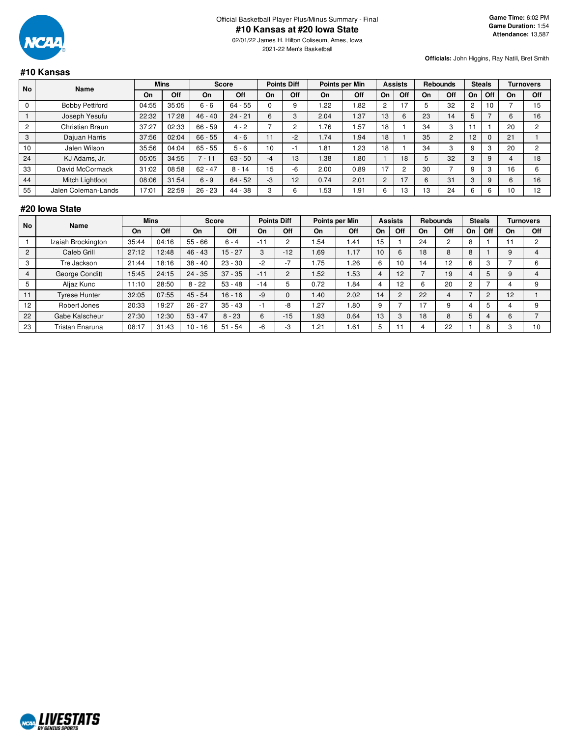Official Basketball Player Plus/Minus Summary - Final

# #10 Kansas at #20 Iowa State

02/01/22 James H. Hilton Coliseum, Ames, Iowa

2021-22 Men's Basketball

**Game Time:** 6:02 PM
**Game Duration:** 1:54
**Attendance:** 13,587

**Officials:** John Higgins, Ray Natili, Bret Smith

## #10 Kansas

| No | Name | Mins | | Score | | Points Diff | | Points per Min | | Assists | | Rebounds | | Steals | | Turnovers | |
|---|---|---|---|---|---|---|---|---|---|---|---|---|---|---|---|---|---|
| | | On | Off | On | Off | On | Off | On | Off | On | Off | On | Off | On | Off | On | Off |
| 0 | Bobby Pettiford | 04:55 | 35:05 | 6 - 6 | 64 - 55 | 0 | 9 | 1.22 | 1.82 | 2 | 17 | 5 | 32 | 2 | 10 | 7 | 15 |
| 1 | Joseph Yesufu | 22:32 | 17:28 | 46 - 40 | 24 - 21 | 6 | 3 | 2.04 | 1.37 | 13 | 6 | 23 | 14 | 5 | 7 | 6 | 16 |
| 2 | Christian Braun | 37:27 | 02:33 | 66 - 59 | 4 - 2 | 7 | 2 | 1.76 | 1.57 | 18 | 1 | 34 | 3 | 11 | 1 | 20 | 2 |
| 3 | Dajuan Harris | 37:56 | 02:04 | 66 - 55 | 4 - 6 | 11 | -2 | 1.74 | 1.94 | 18 | 1 | 35 | 2 | 12 | 0 | 21 | 1 |
| 10 | Jalen Wilson | 35:56 | 04:04 | 65 - 55 | 5 - 6 | 10 | -1 | 1.81 | 1.23 | 18 | 1 | 34 | 3 | 9 | 3 | 20 | 2 |
| 24 | KJ Adams, Jr. | 05:05 | 34:55 | 7 - 11 | 63 - 50 | -4 | 13 | 1.38 | 1.80 | 1 | 18 | 5 | 32 | 3 | 9 | 4 | 18 |
| 33 | David McCormack | 31:02 | 08:58 | 62 - 47 | 8 - 14 | 15 | -6 | 2.00 | 0.89 | 17 | 2 | 30 | 7 | 9 | 3 | 16 | 6 |
| 44 | Mitch Lightfoot | 08:06 | 31:54 | 6 - 9 | 64 - 52 | -3 | 12 | 0.74 | 2.01 | 2 | 17 | 6 | 31 | 3 | 9 | 6 | 16 |
| 55 | Jalen Coleman-Lands | 17:01 | 22:59 | 26 - 23 | 44 - 38 | 3 | 6 | 1.53 | 1.91 | 6 | 13 | 13 | 24 | 6 | 6 | 10 | 12 |

## #20 Iowa State

| No | Name | Mins | | Score | | Points Diff | | Points per Min | | Assists | | Rebounds | | Steals | | Turnovers | |
|---|---|---|---|---|---|---|---|---|---|---|---|---|---|---|---|---|---|
| | | On | Off | On | Off | On | Off | On | Off | On | Off | On | Off | On | Off | On | Off |
| 1 | Izaiah Brockington | 35:44 | 04:16 | 55 - 66 | 6 - 4 | -11 | 2 | 1.54 | 1.41 | 15 | 1 | 24 | 2 | 8 | 1 | 11 | 2 |
| 2 | Caleb Grill | 27:12 | 12:48 | 46 - 43 | 15 - 27 | 3 | -12 | 1.69 | 1.17 | 10 | 6 | 18 | 8 | 8 | 1 | 9 | 4 |
| 3 | Tre Jackson | 21:44 | 18:16 | 38 - 40 | 23 - 30 | -2 | -7 | 1.75 | 1.26 | 6 | 10 | 14 | 12 | 6 | 3 | 7 | 6 |
| 4 | George Conditt | 15:45 | 24:15 | 24 - 35 | 37 - 35 | -11 | 2 | 1.52 | 1.53 | 4 | 12 | 7 | 19 | 4 | 5 | 9 | 4 |
| 5 | Aljaz Kunc | 11:10 | 28:50 | 8 - 22 | 53 - 48 | -14 | 5 | 0.72 | 1.84 | 4 | 12 | 6 | 20 | 2 | 7 | 4 | 9 |
| 11 | Tyrese Hunter | 32:05 | 07:55 | 45 - 54 | 16 - 16 | -9 | 0 | 1.40 | 2.02 | 14 | 2 | 22 | 4 | 7 | 2 | 12 | 1 |
| 12 | Robert Jones | 20:33 | 19:27 | 26 - 27 | 35 - 43 | -1 | -8 | 1.27 | 1.80 | 9 | 7 | 17 | 9 | 4 | 5 | 4 | 9 |
| 22 | Gabe Kalscheur | 27:30 | 12:30 | 53 - 47 | 8 - 23 | 6 | -15 | 1.93 | 0.64 | 13 | 3 | 18 | 8 | 5 | 4 | 6 | 7 |
| 23 | Tristan Enaruna | 08:17 | 31:43 | 10 - 16 | 51 - 54 | -6 | -3 | 1.21 | 1.61 | 5 | 11 | 4 | 22 | 1 | 8 | 3 | 10 |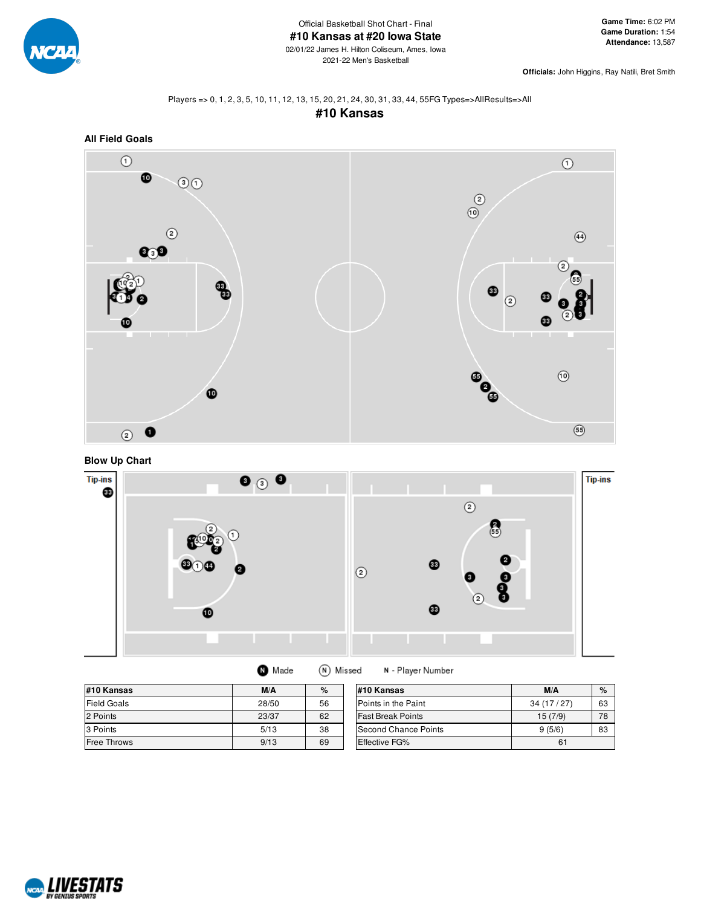Official Basketball Shot Chart - Final

# #10 Kansas at #20 Iowa State

02/01/22 James H. Hilton Coliseum, Ames, Iowa

2021-22 Men's Basketball

**Game Time:** 6:02 PM
**Game Duration:** 1:54
**Attendance:** 13,587

**Officials:** John Higgins, Ray Natili, Bret Smith

Players => 0, 1, 2, 3, 5, 10, 11, 12, 13, 15, 20, 21, 24, 30, 31, 33, 44, 55FG Types=>AllResults=>All

## #10 Kansas

### All Field Goals

### Blow Up Chart

Tip-ins

Tip-ins

Made  Missed  N - Player Number

| #10 Kansas | M/A | % |
|---|---|---|
| Field Goals | 28/50 | 56 |
| 2 Points | 23/37 | 62 |
| 3 Points | 5/13 | 38 |
| Free Throws | 9/13 | 69 |

| #10 Kansas | M/A | % |
|---|---|---|
| Points in the Paint | 34 (17 / 27) | 63 |
| Fast Break Points | 15 (7/9) | 78 |
| Second Chance Points | 9 (5/6) | 83 |
| Effective FG% | 61 | |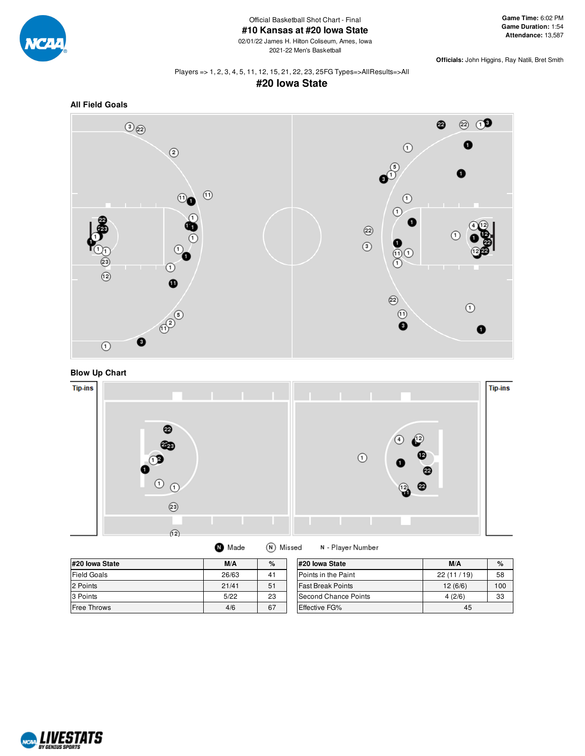Official Basketball Shot Chart - Final

# #10 Kansas at #20 Iowa State

02/01/22 James H. Hilton Coliseum, Ames, Iowa

2021-22 Men's Basketball

**Game Time:** 6:02 PM
**Game Duration:** 1:54
**Attendance:** 13,587

**Officials:** John Higgins, Ray Natali, Bret Smith

Players => 1, 2, 3, 4, 5, 11, 12, 15, 21, 22, 23, 25FG Types=>AllResults=>All

## #20 Iowa State

### All Field Goals

### Blow Up Chart

Tip-ins

Tip-ins

Made   Missed   N - Player Number

| #20 Iowa State | M/A | % |
|---|---|---|
| Field Goals | 26/63 | 41 |
| 2 Points | 21/41 | 51 |
| 3 Points | 5/22 | 23 |
| Free Throws | 4/6 | 67 |

| #20 Iowa State | M/A | % |
|---|---|---|
| Points in the Paint | 22 (11 / 19) | 58 |
| Fast Break Points | 12 (6/6) | 100 |
| Second Chance Points | 4 (2/6) | 33 |
| Effective FG% | 45 | |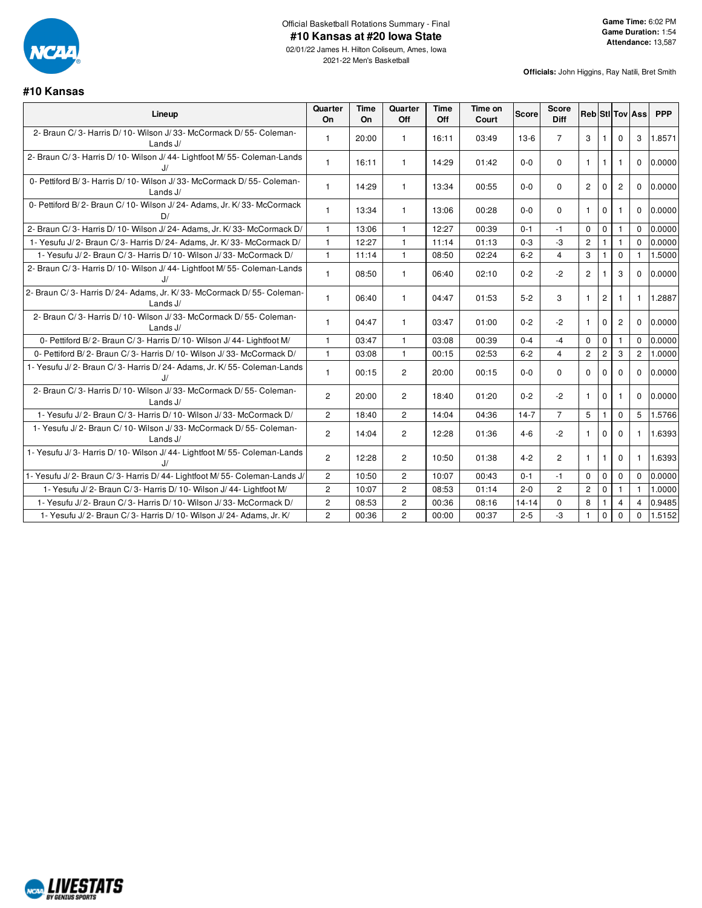Official Basketball Rotations Summary - Final

# #10 Kansas at #20 Iowa State

02/01/22 James H. Hilton Coliseum, Ames, Iowa

2021-22 Men's Basketball

**Game Time:** 6:02 PM
**Game Duration:** 1:54
**Attendance:** 13,587

**Officials:** John Higgins, Ray Natili, Bret Smith

## #10 Kansas

| Lineup | Quarter On | Time On | Quarter Off | Time Off | Time on Court | Score | Score Diff | Reb | Stl | Tov | Ass | PPP |
|---|---|---|---|---|---|---|---|---|---|---|---|---|
| 2- Braun C/ 3- Harris D/ 10- Wilson J/ 33- McCormack D/ 55- Coleman-Lands J/ | 1 | 20:00 | 1 | 16:11 | 03:49 | 13-6 | 7 | 3 | 1 | 0 | 3 | 1.8571 |
| 2- Braun C/ 3- Harris D/ 10- Wilson J/ 44- Lightfoot M/ 55- Coleman-Lands J/ | 1 | 16:11 | 1 | 14:29 | 01:42 | 0-0 | 0 | 1 | 1 | 1 | 0 | 0.0000 |
| 0- Pettiford B/ 3- Harris D/ 10- Wilson J/ 33- McCormack D/ 55- Coleman-Lands J/ | 1 | 14:29 | 1 | 13:34 | 00:55 | 0-0 | 0 | 2 | 0 | 2 | 0 | 0.0000 |
| 0- Pettiford B/ 2- Braun C/ 10- Wilson J/ 24- Adams, Jr. K/ 33- McCormack D/ | 1 | 13:34 | 1 | 13:06 | 00:28 | 0-0 | 0 | 1 | 0 | 1 | 0 | 0.0000 |
| 2- Braun C/ 3- Harris D/ 10- Wilson J/ 24- Adams, Jr. K/ 33- McCormack D/ | 1 | 13:06 | 1 | 12:27 | 00:39 | 0-1 | -1 | 0 | 0 | 1 | 0 | 0.0000 |
| 1- Yesufu J/ 2- Braun C/ 3- Harris D/ 24- Adams, Jr. K/ 33- McCormack D/ | 1 | 12:27 | 1 | 11:14 | 01:13 | 0-3 | -3 | 2 | 1 | 1 | 0 | 0.0000 |
| 1- Yesufu J/ 2- Braun C/ 3- Harris D/ 10- Wilson J/ 33- McCormack D/ | 1 | 11:14 | 1 | 08:50 | 02:24 | 6-2 | 4 | 3 | 1 | 0 | 1 | 1.5000 |
| 2- Braun C/ 3- Harris D/ 10- Wilson J/ 44- Lightfoot M/ 55- Coleman-Lands J/ | 1 | 08:50 | 1 | 06:40 | 02:10 | 0-2 | -2 | 2 | 1 | 3 | 0 | 0.0000 |
| 2- Braun C/ 3- Harris D/ 24- Adams, Jr. K/ 33- McCormack D/ 55- Coleman-Lands J/ | 1 | 06:40 | 1 | 04:47 | 01:53 | 5-2 | 3 | 1 | 2 | 1 | 1 | 1.2887 |
| 2- Braun C/ 3- Harris D/ 10- Wilson J/ 33- McCormack D/ 55- Coleman-Lands J/ | 1 | 04:47 | 1 | 03:47 | 01:00 | 0-2 | -2 | 1 | 0 | 2 | 0 | 0.0000 |
| 0- Pettiford B/ 2- Braun C/ 3- Harris D/ 10- Wilson J/ 44- Lightfoot M/ | 1 | 03:47 | 1 | 03:08 | 00:39 | 0-4 | -4 | 0 | 0 | 1 | 0 | 0.0000 |
| 0- Pettiford B/ 2- Braun C/ 3- Harris D/ 10- Wilson J/ 33- McCormack D/ | 1 | 03:08 | 1 | 00:15 | 02:53 | 6-2 | 4 | 2 | 2 | 3 | 2 | 1.0000 |
| 1- Yesufu J/ 2- Braun C/ 3- Harris D/ 24- Adams, Jr. K/ 55- Coleman-Lands J/ | 1 | 00:15 | 2 | 20:00 | 00:15 | 0-0 | 0 | 0 | 0 | 0 | 0 | 0.0000 |
| 2- Braun C/ 3- Harris D/ 10- Wilson J/ 33- McCormack D/ 55- Coleman-Lands J/ | 2 | 20:00 | 2 | 18:40 | 01:20 | 0-2 | -2 | 1 | 0 | 1 | 0 | 0.0000 |
| 1- Yesufu J/ 2- Braun C/ 3- Harris D/ 10- Wilson J/ 33- McCormack D/ | 2 | 18:40 | 2 | 14:04 | 04:36 | 14-7 | 7 | 5 | 1 | 0 | 5 | 1.5766 |
| 1- Yesufu J/ 2- Braun C/ 10- Wilson J/ 33- McCormack D/ 55- Coleman-Lands J/ | 2 | 14:04 | 2 | 12:28 | 01:36 | 4-6 | -2 | 1 | 0 | 0 | 1 | 1.6393 |
| 1- Yesufu J/ 3- Harris D/ 10- Wilson J/ 44- Lightfoot M/ 55- Coleman-Lands J/ | 2 | 12:28 | 2 | 10:50 | 01:38 | 4-2 | 2 | 1 | 1 | 0 | 1 | 1.6393 |
| 1- Yesufu J/ 2- Braun C/ 3- Harris D/ 44- Lightfoot M/ 55- Coleman-Lands J/ | 2 | 10:50 | 2 | 10:07 | 00:43 | 0-1 | -1 | 0 | 0 | 0 | 0 | 0.0000 |
| 1- Yesufu J/ 2- Braun C/ 3- Harris D/ 10- Wilson J/ 44- Lightfoot M/ | 2 | 10:07 | 2 | 08:53 | 01:14 | 2-0 | 2 | 2 | 0 | 1 | 1 | 1.0000 |
| 1- Yesufu J/ 2- Braun C/ 3- Harris D/ 10- Wilson J/ 33- McCormack D/ | 2 | 08:53 | 2 | 00:36 | 08:16 | 14-14 | 0 | 8 | 1 | 4 | 4 | 0.9485 |
| 1- Yesufu J/ 2- Braun C/ 3- Harris D/ 10- Wilson J/ 24- Adams, Jr. K/ | 2 | 00:36 | 2 | 00:00 | 00:37 | 2-5 | -3 | 1 | 0 | 0 | 0 | 1.5152 |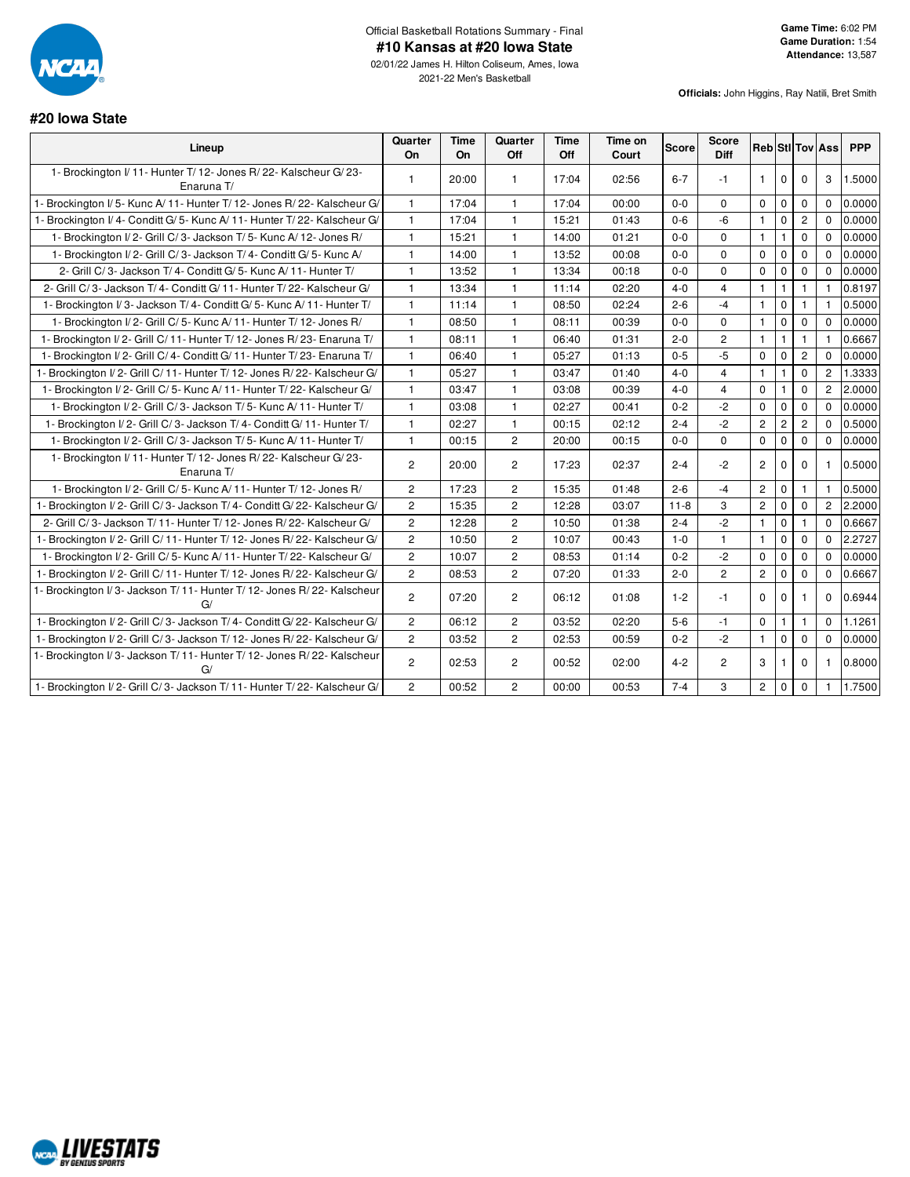Official Basketball Rotations Summary - Final

# #10 Kansas at #20 Iowa State

02/01/22 James H. Hilton Coliseum, Ames, Iowa

2021-22 Men's Basketball

**Game Time:** 6:02 PM
**Game Duration:** 1:54
**Attendance:** 13,587

**Officials:** John Higgins, Ray Natili, Bret Smith

## #20 Iowa State

| Lineup | Quarter On | Time On | Quarter Off | Time Off | Time on Court | Score | Score Diff | Reb | Stl | Tov | Ass | PPP |
|---|---|---|---|---|---|---|---|---|---|---|---|---|
| 1- Brockington I/ 11- Hunter T/ 12- Jones R/ 22- Kalscheur G/ 23- Enaruna T/ | 1 | 20:00 | 1 | 17:04 | 02:56 | 6-7 | -1 | 1 | 0 | 0 | 3 | 1.5000 |
| 1- Brockington I/ 5- Kunc A/ 11- Hunter T/ 12- Jones R/ 22- Kalscheur G/ | 1 | 17:04 | 1 | 17:04 | 00:00 | 0-0 | 0 | 0 | 0 | 0 | 0 | 0.0000 |
| 1- Brockington I/ 4- Conditt G/ 5- Kunc A/ 11- Hunter T/ 22- Kalscheur G/ | 1 | 17:04 | 1 | 15:21 | 01:43 | 0-6 | -6 | 1 | 0 | 2 | 0 | 0.0000 |
| 1- Brockington I/ 2- Grill C/ 3- Jackson T/ 5- Kunc A/ 12- Jones R/ | 1 | 15:21 | 1 | 14:00 | 01:21 | 0-0 | 0 | 1 | 1 | 0 | 0 | 0.0000 |
| 1- Brockington I/ 2- Grill C/ 3- Jackson T/ 4- Conditt G/ 5- Kunc A/ | 1 | 14:00 | 1 | 13:52 | 00:08 | 0-0 | 0 | 0 | 0 | 0 | 0 | 0.0000 |
| 2- Grill C/ 3- Jackson T/ 4- Conditt G/ 5- Kunc A/ 11- Hunter T/ | 1 | 13:52 | 1 | 13:34 | 00:18 | 0-0 | 0 | 0 | 0 | 0 | 0 | 0.0000 |
| 2- Grill C/ 3- Jackson T/ 4- Conditt G/ 11- Hunter T/ 22- Kalscheur G/ | 1 | 13:34 | 1 | 11:14 | 02:20 | 4-0 | 4 | 1 | 1 | 1 | 1 | 0.8197 |
| 1- Brockington I/ 3- Jackson T/ 4- Conditt G/ 5- Kunc A/ 11- Hunter T/ | 1 | 11:14 | 1 | 08:50 | 02:24 | 2-6 | -4 | 1 | 0 | 1 | 1 | 0.5000 |
| 1- Brockington I/ 2- Grill C/ 5- Kunc A/ 11- Hunter T/ 12- Jones R/ | 1 | 08:50 | 1 | 08:11 | 00:39 | 0-0 | 0 | 1 | 0 | 0 | 0 | 0.0000 |
| 1- Brockington I/ 2- Grill C/ 11- Hunter T/ 12- Jones R/ 23- Enaruna T/ | 1 | 08:11 | 1 | 06:40 | 01:31 | 2-0 | 2 | 1 | 1 | 1 | 1 | 0.6667 |
| 1- Brockington I/ 2- Grill C/ 4- Conditt G/ 11- Hunter T/ 23- Enaruna T/ | 1 | 06:40 | 1 | 05:27 | 01:13 | 0-5 | -5 | 0 | 0 | 2 | 0 | 0.0000 |
| 1- Brockington I/ 2- Grill C/ 11- Hunter T/ 12- Jones R/ 22- Kalscheur G/ | 1 | 05:27 | 1 | 03:47 | 01:40 | 4-0 | 4 | 1 | 1 | 0 | 2 | 1.3333 |
| 1- Brockington I/ 2- Grill C/ 5- Kunc A/ 11- Hunter T/ 22- Kalscheur G/ | 1 | 03:47 | 1 | 03:08 | 00:39 | 4-0 | 4 | 0 | 1 | 0 | 2 | 2.0000 |
| 1- Brockington I/ 2- Grill C/ 3- Jackson T/ 5- Kunc A/ 11- Hunter T/ | 1 | 03:08 | 1 | 02:27 | 00:41 | 0-2 | -2 | 0 | 0 | 0 | 0 | 0.0000 |
| 1- Brockington I/ 2- Grill C/ 3- Jackson T/ 4- Conditt G/ 11- Hunter T/ | 1 | 02:27 | 1 | 00:15 | 02:12 | 2-4 | -2 | 2 | 2 | 2 | 0 | 0.5000 |
| 1- Brockington I/ 2- Grill C/ 3- Jackson T/ 5- Kunc A/ 11- Hunter T/ | 1 | 00:15 | 2 | 20:00 | 00:15 | 0-0 | 0 | 0 | 0 | 0 | 0 | 0.0000 |
| 1- Brockington I/ 11- Hunter T/ 12- Jones R/ 22- Kalscheur G/ 23- Enaruna T/ | 2 | 20:00 | 2 | 17:23 | 02:37 | 2-4 | -2 | 2 | 0 | 0 | 1 | 0.5000 |
| 1- Brockington I/ 2- Grill C/ 5- Kunc A/ 11- Hunter T/ 12- Jones R/ | 2 | 17:23 | 2 | 15:35 | 01:48 | 2-6 | -4 | 2 | 0 | 1 | 1 | 0.5000 |
| 1- Brockington I/ 2- Grill C/ 3- Jackson T/ 4- Conditt G/ 22- Kalscheur G/ | 2 | 15:35 | 2 | 12:28 | 03:07 | 11-8 | 3 | 2 | 0 | 0 | 2 | 2.2000 |
| 2- Grill C/ 3- Jackson T/ 11- Hunter T/ 12- Jones R/ 22- Kalscheur G/ | 2 | 12:28 | 2 | 10:50 | 01:38 | 2-4 | -2 | 1 | 0 | 1 | 0 | 0.6667 |
| 1- Brockington I/ 2- Grill C/ 11- Hunter T/ 12- Jones R/ 22- Kalscheur G/ | 2 | 10:50 | 2 | 10:07 | 00:43 | 1-0 | 1 | 1 | 0 | 0 | 0 | 2.2727 |
| 1- Brockington I/ 2- Grill C/ 5- Kunc A/ 11- Hunter T/ 22- Kalscheur G/ | 2 | 10:07 | 2 | 08:53 | 01:14 | 0-2 | -2 | 0 | 0 | 0 | 0 | 0.0000 |
| 1- Brockington I/ 2- Grill C/ 11- Hunter T/ 12- Jones R/ 22- Kalscheur G/ | 2 | 08:53 | 2 | 07:20 | 01:33 | 2-0 | 2 | 2 | 0 | 0 | 0 | 0.6667 |
| 1- Brockington I/ 3- Jackson T/ 11- Hunter T/ 12- Jones R/ 22- Kalscheur G/ | 2 | 07:20 | 2 | 06:12 | 01:08 | 1-2 | -1 | 0 | 0 | 1 | 0 | 0.6944 |
| 1- Brockington I/ 2- Grill C/ 3- Jackson T/ 4- Conditt G/ 22- Kalscheur G/ | 2 | 06:12 | 2 | 03:52 | 02:20 | 5-6 | -1 | 0 | 1 | 1 | 0 | 1.1261 |
| 1- Brockington I/ 2- Grill C/ 3- Jackson T/ 12- Jones R/ 22- Kalscheur G/ | 2 | 03:52 | 2 | 02:53 | 00:59 | 0-2 | -2 | 1 | 0 | 0 | 0 | 0.0000 |
| 1- Brockington I/ 3- Jackson T/ 11- Hunter T/ 12- Jones R/ 22- Kalscheur G/ | 2 | 02:53 | 2 | 00:52 | 02:00 | 4-2 | 2 | 3 | 1 | 0 | 1 | 0.8000 |
| 1- Brockington I/ 2- Grill C/ 3- Jackson T/ 11- Hunter T/ 22- Kalscheur G/ | 2 | 00:52 | 2 | 00:00 | 00:53 | 7-4 | 3 | 2 | 0 | 0 | 1 | 1.7500 |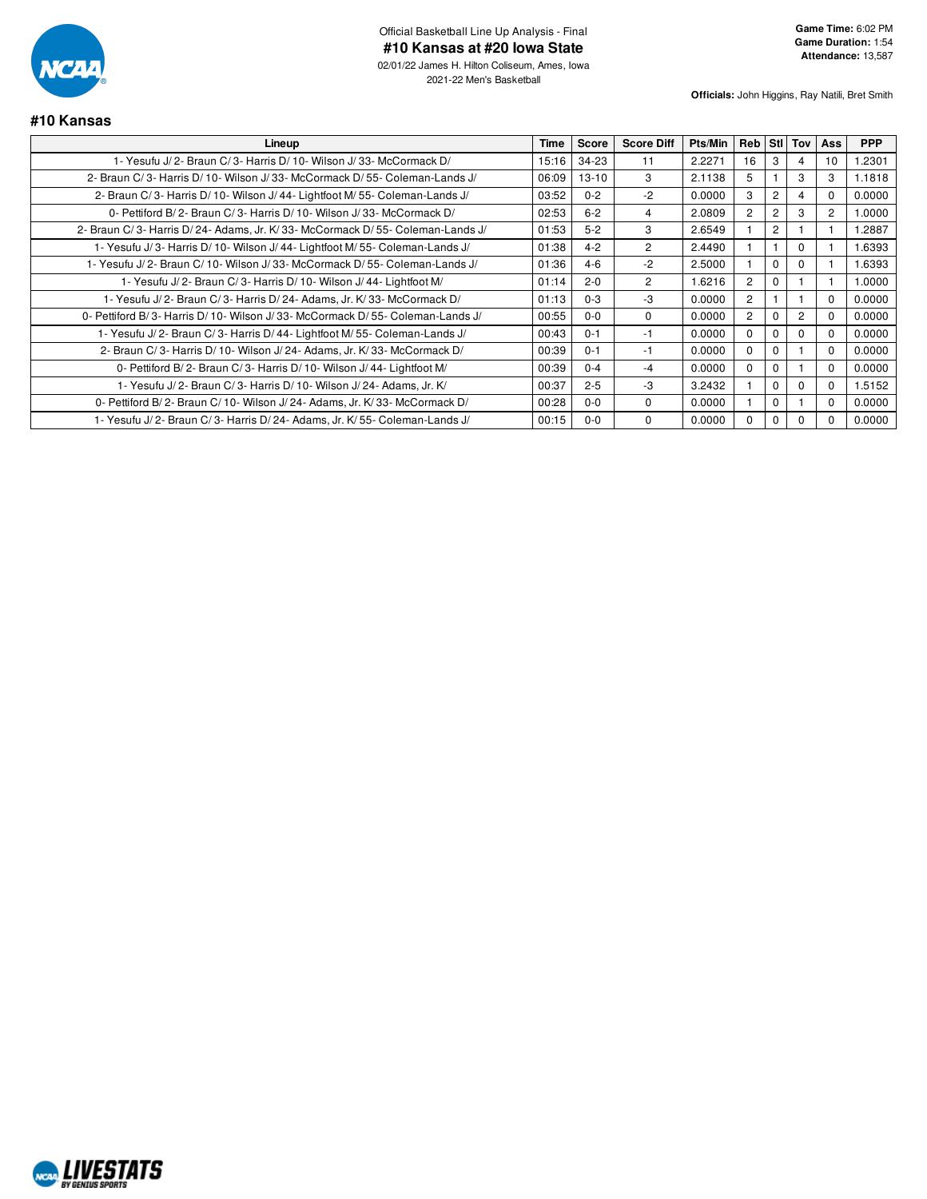Official Basketball Line Up Analysis - Final

# #10 Kansas at #20 Iowa State

02/01/22 James H. Hilton Coliseum, Ames, Iowa
2021-22 Men's Basketball

**Game Time:** 6:02 PM
**Game Duration:** 1:54
**Attendance:** 13,587

**Officials:** John Higgins, Ray Natili, Bret Smith

## #10 Kansas

| Lineup | Time | Score | Score Diff | Pts/Min | Reb | Stl | Tov | Ass | PPP |
|---|---|---|---|---|---|---|---|---|---|
| 1- Yesufu J/ 2- Braun C/ 3- Harris D/ 10- Wilson J/ 33- McCormack D/ | 15:16 | 34-23 | 11 | 2.2271 | 16 | 3 | 4 | 10 | 1.2301 |
| 2- Braun C/ 3- Harris D/ 10- Wilson J/ 33- McCormack D/ 55- Coleman-Lands J/ | 06:09 | 13-10 | 3 | 2.1138 | 5 | 1 | 3 | 3 | 1.1818 |
| 2- Braun C/ 3- Harris D/ 10- Wilson J/ 44- Lightfoot M/ 55- Coleman-Lands J/ | 03:52 | 0-2 | -2 | 0.0000 | 3 | 2 | 4 | 0 | 0.0000 |
| 0- Pettiford B/ 2- Braun C/ 3- Harris D/ 10- Wilson J/ 33- McCormack D/ | 02:53 | 6-2 | 4 | 2.0809 | 2 | 2 | 3 | 2 | 1.0000 |
| 2- Braun C/ 3- Harris D/ 24- Adams, Jr. K/ 33- McCormack D/ 55- Coleman-Lands J/ | 01:53 | 5-2 | 3 | 2.6549 | 1 | 2 | 1 | 1 | 1.2887 |
| 1- Yesufu J/ 3- Harris D/ 10- Wilson J/ 44- Lightfoot M/ 55- Coleman-Lands J/ | 01:38 | 4-2 | 2 | 2.4490 | 1 | 1 | 0 | 1 | 1.6393 |
| 1- Yesufu J/ 2- Braun C/ 10- Wilson J/ 33- McCormack D/ 55- Coleman-Lands J/ | 01:36 | 4-6 | -2 | 2.5000 | 1 | 0 | 0 | 1 | 1.6393 |
| 1- Yesufu J/ 2- Braun C/ 3- Harris D/ 10- Wilson J/ 44- Lightfoot M/ | 01:14 | 2-0 | 2 | 1.6216 | 2 | 0 | 1 | 1 | 1.0000 |
| 1- Yesufu J/ 2- Braun C/ 3- Harris D/ 24- Adams, Jr. K/ 33- McCormack D/ | 01:13 | 0-3 | -3 | 0.0000 | 2 | 1 | 1 | 0 | 0.0000 |
| 0- Pettiford B/ 3- Harris D/ 10- Wilson J/ 33- McCormack D/ 55- Coleman-Lands J/ | 00:55 | 0-0 | 0 | 0.0000 | 2 | 0 | 2 | 0 | 0.0000 |
| 1- Yesufu J/ 2- Braun C/ 3- Harris D/ 44- Lightfoot M/ 55- Coleman-Lands J/ | 00:43 | 0-1 | -1 | 0.0000 | 0 | 0 | 0 | 0 | 0.0000 |
| 2- Braun C/ 3- Harris D/ 10- Wilson J/ 24- Adams, Jr. K/ 33- McCormack D/ | 00:39 | 0-1 | -1 | 0.0000 | 0 | 0 | 1 | 0 | 0.0000 |
| 0- Pettiford B/ 2- Braun C/ 3- Harris D/ 10- Wilson J/ 44- Lightfoot M/ | 00:39 | 0-4 | -4 | 0.0000 | 0 | 0 | 1 | 0 | 0.0000 |
| 1- Yesufu J/ 2- Braun C/ 3- Harris D/ 10- Wilson J/ 24- Adams, Jr. K/ | 00:37 | 2-5 | -3 | 3.2432 | 1 | 0 | 0 | 0 | 1.5152 |
| 0- Pettiford B/ 2- Braun C/ 10- Wilson J/ 24- Adams, Jr. K/ 33- McCormack D/ | 00:28 | 0-0 | 0 | 0.0000 | 1 | 0 | 1 | 0 | 0.0000 |
| 1- Yesufu J/ 2- Braun C/ 3- Harris D/ 24- Adams, Jr. K/ 55- Coleman-Lands J/ | 00:15 | 0-0 | 0 | 0.0000 | 0 | 0 | 0 | 0 | 0.0000 |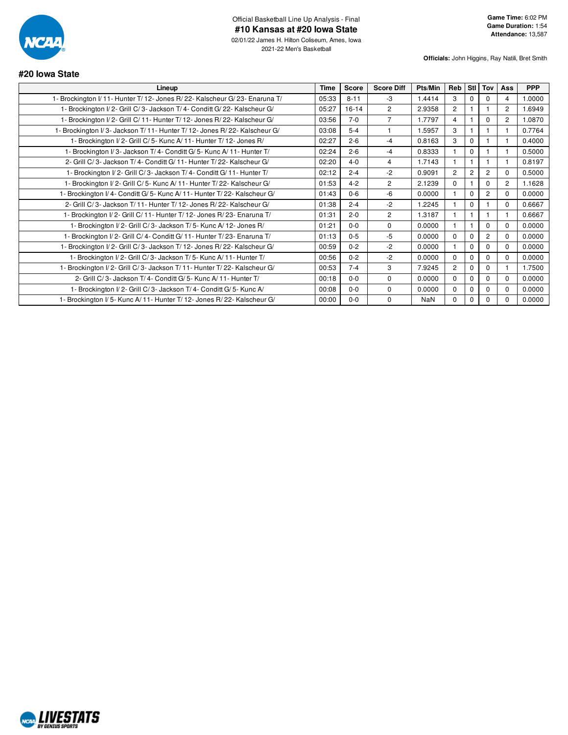Official Basketball Line Up Analysis - Final

# #10 Kansas at #20 Iowa State

02/01/22 James H. Hilton Coliseum, Ames, Iowa

2021-22 Men's Basketball

**Game Time:** 6:02 PM
**Game Duration:** 1:54
**Attendance:** 13,587

**Officials:** John Higgins, Ray Natili, Bret Smith

## #20 Iowa State

| Lineup | Time | Score | Score Diff | Pts/Min | Reb | Stl | Tov | Ass | PPP |
|---|---|---|---|---|---|---|---|---|---|
| 1- Brockington I/ 11- Hunter T/ 12- Jones R/ 22- Kalscheur G/ 23- Enaruna T/ | 05:33 | 8-11 | -3 | 1.4414 | 3 | 0 | 0 | 4 | 1.0000 |
| 1- Brockington I/ 2- Grill C/ 3- Jackson T/ 4- Conditt G/ 22- Kalscheur G/ | 05:27 | 16-14 | 2 | 2.9358 | 2 | 1 | 1 | 2 | 1.6949 |
| 1- Brockington I/ 2- Grill C/ 11- Hunter T/ 12- Jones R/ 22- Kalscheur G/ | 03:56 | 7-0 | 7 | 1.7797 | 4 | 1 | 0 | 2 | 1.0870 |
| 1- Brockington I/ 3- Jackson T/ 11- Hunter T/ 12- Jones R/ 22- Kalscheur G/ | 03:08 | 5-4 | 1 | 1.5957 | 3 | 1 | 1 | 1 | 0.7764 |
| 1- Brockington I/ 2- Grill C/ 5- Kunc A/ 11- Hunter T/ 12- Jones R/ | 02:27 | 2-6 | -4 | 0.8163 | 3 | 0 | 1 | 1 | 0.4000 |
| 1- Brockington I/ 3- Jackson T/ 4- Conditt G/ 5- Kunc A/ 11- Hunter T/ | 02:24 | 2-6 | -4 | 0.8333 | 1 | 0 | 1 | 1 | 0.5000 |
| 2- Grill C/ 3- Jackson T/ 4- Conditt G/ 11- Hunter T/ 22- Kalscheur G/ | 02:20 | 4-0 | 4 | 1.7143 | 1 | 1 | 1 | 1 | 0.8197 |
| 1- Brockington I/ 2- Grill C/ 3- Jackson T/ 4- Conditt G/ 11- Hunter T/ | 02:12 | 2-4 | -2 | 0.9091 | 2 | 2 | 2 | 0 | 0.5000 |
| 1- Brockington I/ 2- Grill C/ 5- Kunc A/ 11- Hunter T/ 22- Kalscheur G/ | 01:53 | 4-2 | 2 | 2.1239 | 0 | 1 | 0 | 2 | 1.1628 |
| 1- Brockington I/ 4- Conditt G/ 5- Kunc A/ 11- Hunter T/ 22- Kalscheur G/ | 01:43 | 0-6 | -6 | 0.0000 | 1 | 0 | 2 | 0 | 0.0000 |
| 2- Grill C/ 3- Jackson T/ 11- Hunter T/ 12- Jones R/ 22- Kalscheur G/ | 01:38 | 2-4 | -2 | 1.2245 | 1 | 0 | 1 | 0 | 0.6667 |
| 1- Brockington I/ 2- Grill C/ 11- Hunter T/ 12- Jones R/ 23- Enaruna T/ | 01:31 | 2-0 | 2 | 1.3187 | 1 | 1 | 1 | 1 | 0.6667 |
| 1- Brockington I/ 2- Grill C/ 3- Jackson T/ 5- Kunc A/ 12- Jones R/ | 01:21 | 0-0 | 0 | 0.0000 | 1 | 1 | 0 | 0 | 0.0000 |
| 1- Brockington I/ 2- Grill C/ 4- Conditt G/ 11- Hunter T/ 23- Enaruna T/ | 01:13 | 0-5 | -5 | 0.0000 | 0 | 0 | 2 | 0 | 0.0000 |
| 1- Brockington I/ 2- Grill C/ 3- Jackson T/ 12- Jones R/ 22- Kalscheur G/ | 00:59 | 0-2 | -2 | 0.0000 | 1 | 0 | 0 | 0 | 0.0000 |
| 1- Brockington I/ 2- Grill C/ 3- Jackson T/ 5- Kunc A/ 11- Hunter T/ | 00:56 | 0-2 | -2 | 0.0000 | 0 | 0 | 0 | 0 | 0.0000 |
| 1- Brockington I/ 2- Grill C/ 3- Jackson T/ 11- Hunter T/ 22- Kalscheur G/ | 00:53 | 7-4 | 3 | 7.9245 | 2 | 0 | 0 | 1 | 1.7500 |
| 2- Grill C/ 3- Jackson T/ 4- Conditt G/ 5- Kunc A/ 11- Hunter T/ | 00:18 | 0-0 | 0 | 0.0000 | 0 | 0 | 0 | 0 | 0.0000 |
| 1- Brockington I/ 2- Grill C/ 3- Jackson T/ 4- Conditt G/ 5- Kunc A/ | 00:08 | 0-0 | 0 | 0.0000 | 0 | 0 | 0 | 0 | 0.0000 |
| 1- Brockington I/ 5- Kunc A/ 11- Hunter T/ 12- Jones R/ 22- Kalscheur G/ | 00:00 | 0-0 | 0 | NaN | 0 | 0 | 0 | 0 | 0.0000 |